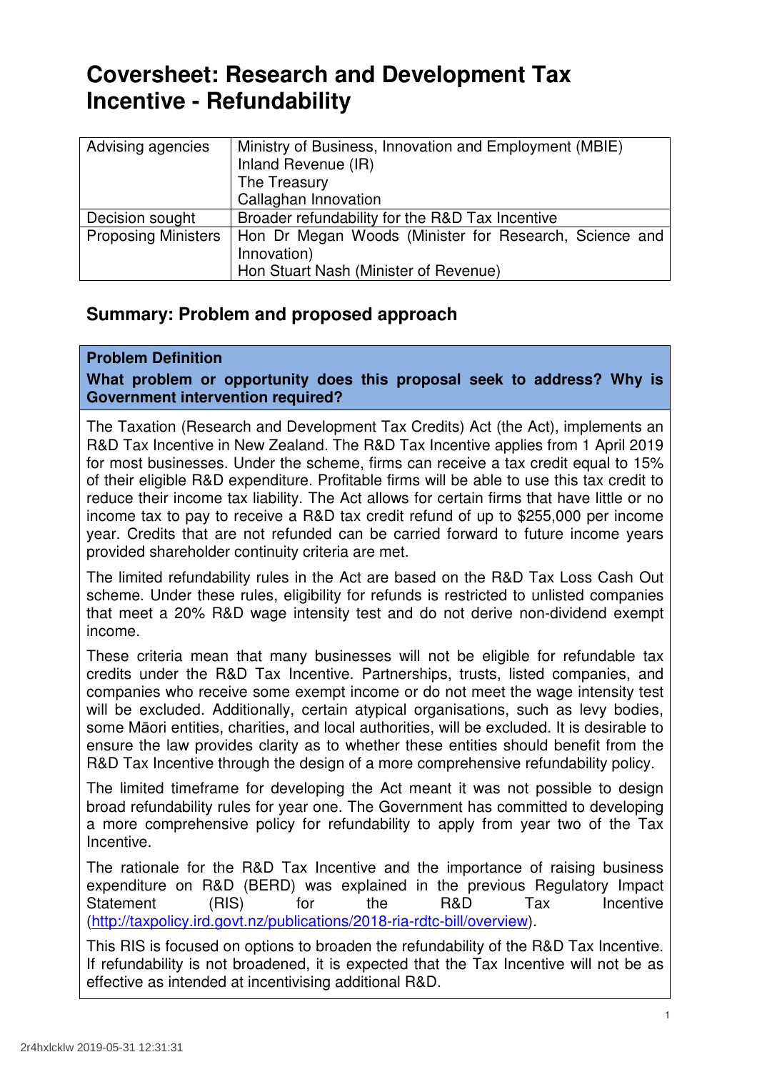# Coversheet: Research and Development Tax Incentive - Refundability

| Advising agencies | Ministry of Business, Innovation and Employment (MBIE)<br>Inland Revenue (IR)<br>The Treasury<br>Callaghan Innovation |
|---|---|
| Decision sought | Broader refundability for the R&D Tax Incentive |
| Proposing Ministers | Hon Dr Megan Woods (Minister for Research, Science and Innovation)<br>Hon Stuart Nash (Minister of Revenue) |

## Summary: Problem and proposed approach

**Problem Definition**

**What problem or opportunity does this proposal seek to address? Why is Government intervention required?**

The Taxation (Research and Development Tax Credits) Act (the Act), implements an R&D Tax Incentive in New Zealand. The R&D Tax Incentive applies from 1 April 2019 for most businesses. Under the scheme, firms can receive a tax credit equal to 15% of their eligible R&D expenditure. Profitable firms will be able to use this tax credit to reduce their income tax liability. The Act allows for certain firms that have little or no income tax to pay to receive a R&D tax credit refund of up to $255,000 per income year. Credits that are not refunded can be carried forward to future income years provided shareholder continuity criteria are met.

The limited refundability rules in the Act are based on the R&D Tax Loss Cash Out scheme. Under these rules, eligibility for refunds is restricted to unlisted companies that meet a 20% R&D wage intensity test and do not derive non-dividend exempt income.

These criteria mean that many businesses will not be eligible for refundable tax credits under the R&D Tax Incentive. Partnerships, trusts, listed companies, and companies who receive some exempt income or do not meet the wage intensity test will be excluded. Additionally, certain atypical organisations, such as levy bodies, some Māori entities, charities, and local authorities, will be excluded. It is desirable to ensure the law provides clarity as to whether these entities should benefit from the R&D Tax Incentive through the design of a more comprehensive refundability policy.

The limited timeframe for developing the Act meant it was not possible to design broad refundability rules for year one. The Government has committed to developing a more comprehensive policy for refundability to apply from year two of the Tax Incentive.

The rationale for the R&D Tax Incentive and the importance of raising business expenditure on R&D (BERD) was explained in the previous Regulatory Impact Statement (RIS) for the R&D Tax Incentive (http://taxpolicy.ird.govt.nz/publications/2018-ria-rdtc-bill/overview).

This RIS is focused on options to broaden the refundability of the R&D Tax Incentive. If refundability is not broadened, it is expected that the Tax Incentive will not be as effective as intended at incentivising additional R&D.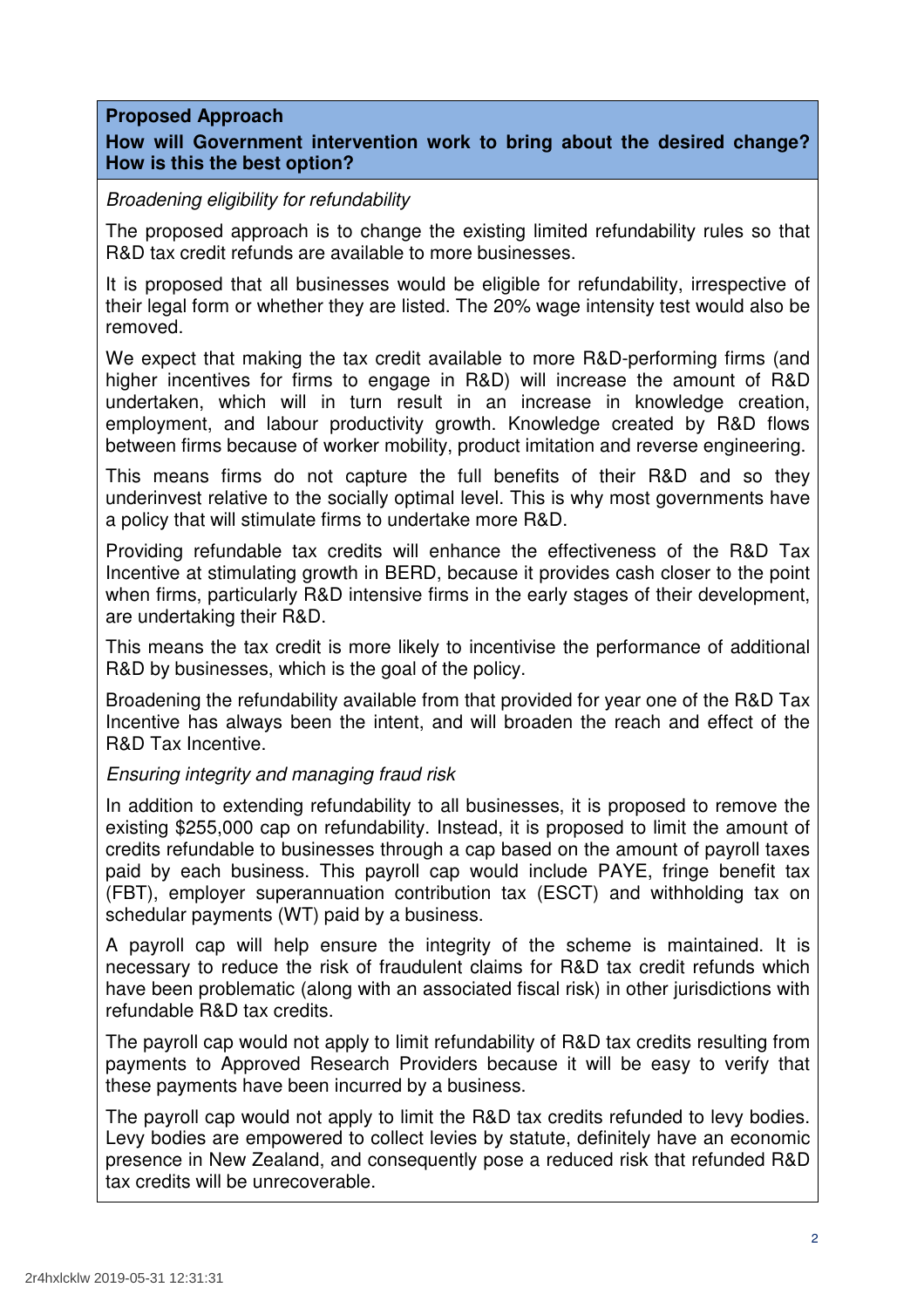**Proposed Approach**

**How will Government intervention work to bring about the desired change? How is this the best option?**

*Broadening eligibility for refundability*

The proposed approach is to change the existing limited refundability rules so that R&D tax credit refunds are available to more businesses.

It is proposed that all businesses would be eligible for refundability, irrespective of their legal form or whether they are listed. The 20% wage intensity test would also be removed.

We expect that making the tax credit available to more R&D-performing firms (and higher incentives for firms to engage in R&D) will increase the amount of R&D undertaken, which will in turn result in an increase in knowledge creation, employment, and labour productivity growth. Knowledge created by R&D flows between firms because of worker mobility, product imitation and reverse engineering.

This means firms do not capture the full benefits of their R&D and so they underinvest relative to the socially optimal level. This is why most governments have a policy that will stimulate firms to undertake more R&D.

Providing refundable tax credits will enhance the effectiveness of the R&D Tax Incentive at stimulating growth in BERD, because it provides cash closer to the point when firms, particularly R&D intensive firms in the early stages of their development, are undertaking their R&D.

This means the tax credit is more likely to incentivise the performance of additional R&D by businesses, which is the goal of the policy.

Broadening the refundability available from that provided for year one of the R&D Tax Incentive has always been the intent, and will broaden the reach and effect of the R&D Tax Incentive.

*Ensuring integrity and managing fraud risk*

In addition to extending refundability to all businesses, it is proposed to remove the existing $255,000 cap on refundability. Instead, it is proposed to limit the amount of credits refundable to businesses through a cap based on the amount of payroll taxes paid by each business. This payroll cap would include PAYE, fringe benefit tax (FBT), employer superannuation contribution tax (ESCT) and withholding tax on schedular payments (WT) paid by a business.

A payroll cap will help ensure the integrity of the scheme is maintained. It is necessary to reduce the risk of fraudulent claims for R&D tax credit refunds which have been problematic (along with an associated fiscal risk) in other jurisdictions with refundable R&D tax credits.

The payroll cap would not apply to limit refundability of R&D tax credits resulting from payments to Approved Research Providers because it will be easy to verify that these payments have been incurred by a business.

The payroll cap would not apply to limit the R&D tax credits refunded to levy bodies. Levy bodies are empowered to collect levies by statute, definitely have an economic presence in New Zealand, and consequently pose a reduced risk that refunded R&D tax credits will be unrecoverable.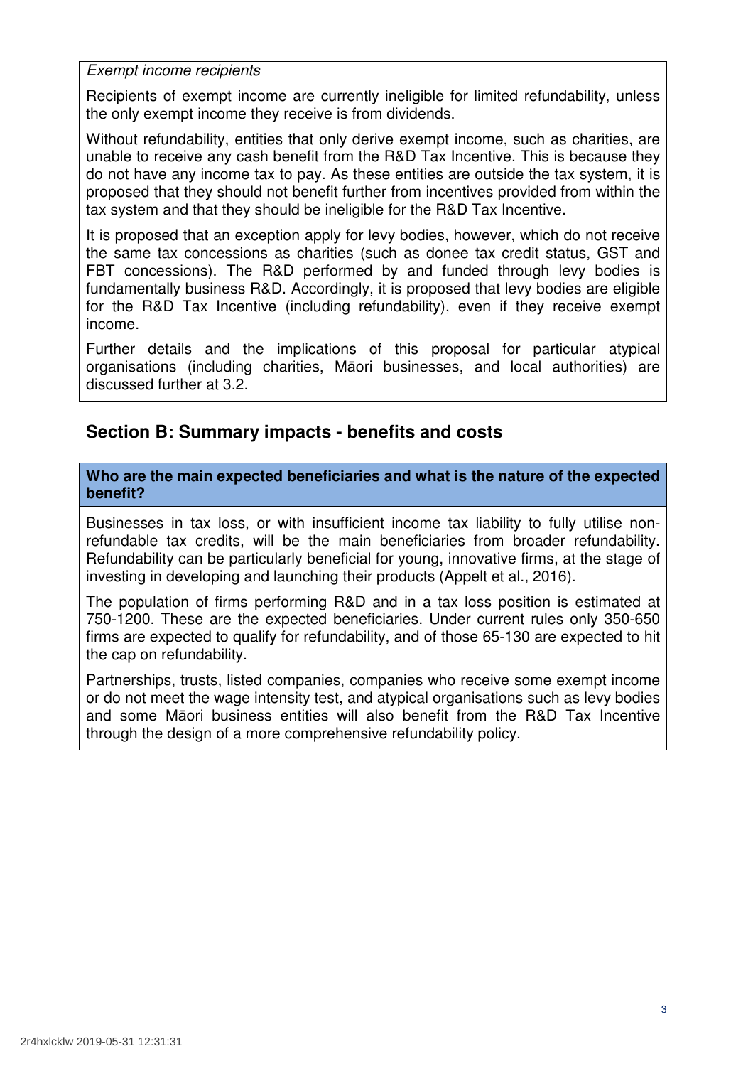*Exempt income recipients*

Recipients of exempt income are currently ineligible for limited refundability, unless the only exempt income they receive is from dividends.

Without refundability, entities that only derive exempt income, such as charities, are unable to receive any cash benefit from the R&D Tax Incentive. This is because they do not have any income tax to pay. As these entities are outside the tax system, it is proposed that they should not benefit further from incentives provided from within the tax system and that they should be ineligible for the R&D Tax Incentive.

It is proposed that an exception apply for levy bodies, however, which do not receive the same tax concessions as charities (such as donee tax credit status, GST and FBT concessions). The R&D performed by and funded through levy bodies is fundamentally business R&D. Accordingly, it is proposed that levy bodies are eligible for the R&D Tax Incentive (including refundability), even if they receive exempt income.

Further details and the implications of this proposal for particular atypical organisations (including charities, Māori businesses, and local authorities) are discussed further at 3.2.

## Section B: Summary impacts - benefits and costs

**Who are the main expected beneficiaries and what is the nature of the expected benefit?**

Businesses in tax loss, or with insufficient income tax liability to fully utilise non-refundable tax credits, will be the main beneficiaries from broader refundability. Refundability can be particularly beneficial for young, innovative firms, at the stage of investing in developing and launching their products (Appelt et al., 2016).

The population of firms performing R&D and in a tax loss position is estimated at 750-1200. These are the expected beneficiaries. Under current rules only 350-650 firms are expected to qualify for refundability, and of those 65-130 are expected to hit the cap on refundability.

Partnerships, trusts, listed companies, companies who receive some exempt income or do not meet the wage intensity test, and atypical organisations such as levy bodies and some Māori business entities will also benefit from the R&D Tax Incentive through the design of a more comprehensive refundability policy.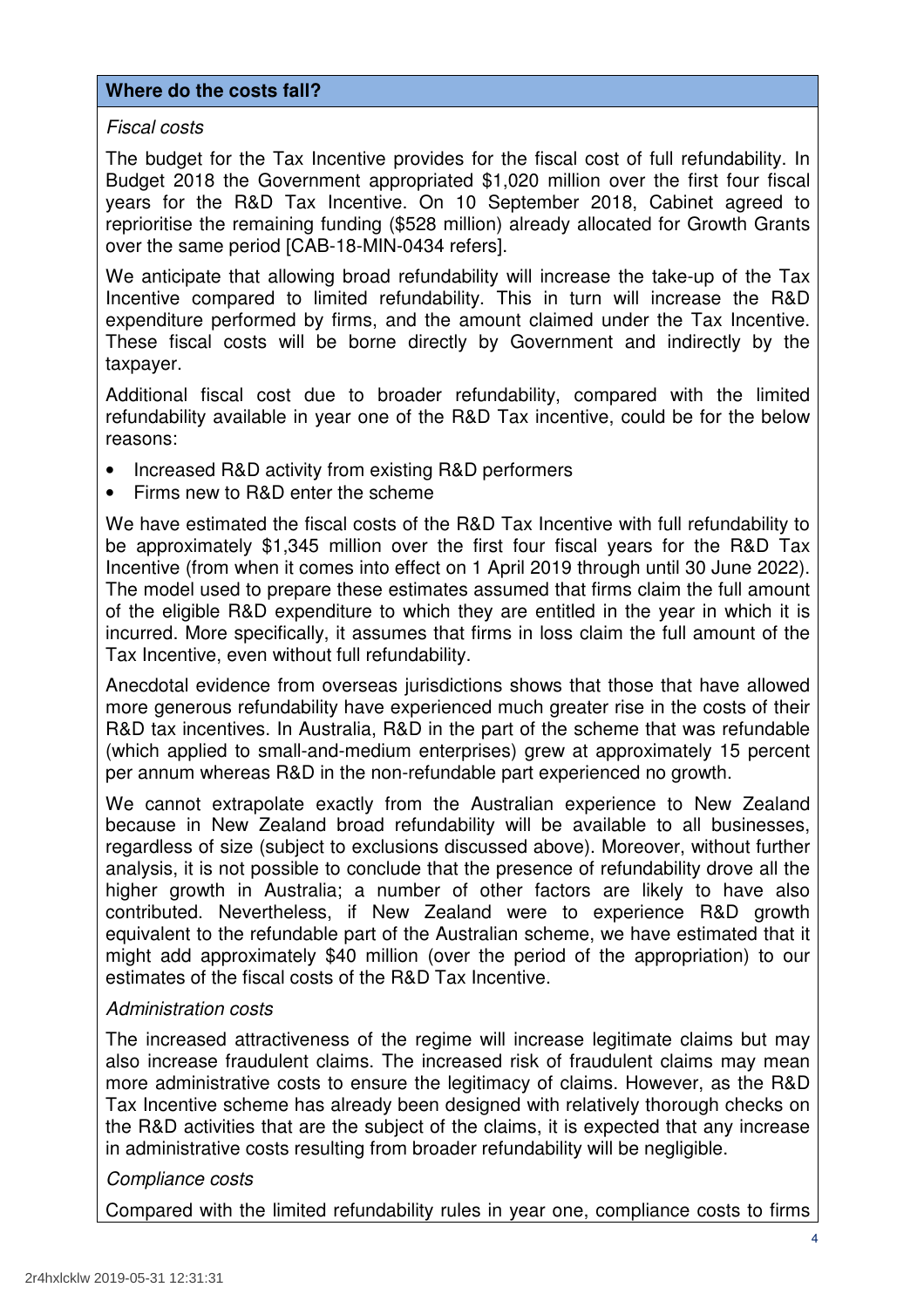## Where do the costs fall?

*Fiscal costs*

The budget for the Tax Incentive provides for the fiscal cost of full refundability. In Budget 2018 the Government appropriated $1,020 million over the first four fiscal years for the R&D Tax Incentive. On 10 September 2018, Cabinet agreed to reprioritise the remaining funding ($528 million) already allocated for Growth Grants over the same period [CAB-18-MIN-0434 refers].

We anticipate that allowing broad refundability will increase the take-up of the Tax Incentive compared to limited refundability. This in turn will increase the R&D expenditure performed by firms, and the amount claimed under the Tax Incentive. These fiscal costs will be borne directly by Government and indirectly by the taxpayer.

Additional fiscal cost due to broader refundability, compared with the limited refundability available in year one of the R&D Tax incentive, could be for the below reasons:

- Increased R&D activity from existing R&D performers
- Firms new to R&D enter the scheme

We have estimated the fiscal costs of the R&D Tax Incentive with full refundability to be approximately $1,345 million over the first four fiscal years for the R&D Tax Incentive (from when it comes into effect on 1 April 2019 through until 30 June 2022). The model used to prepare these estimates assumed that firms claim the full amount of the eligible R&D expenditure to which they are entitled in the year in which it is incurred. More specifically, it assumes that firms in loss claim the full amount of the Tax Incentive, even without full refundability.

Anecdotal evidence from overseas jurisdictions shows that those that have allowed more generous refundability have experienced much greater rise in the costs of their R&D tax incentives. In Australia, R&D in the part of the scheme that was refundable (which applied to small-and-medium enterprises) grew at approximately 15 percent per annum whereas R&D in the non-refundable part experienced no growth.

We cannot extrapolate exactly from the Australian experience to New Zealand because in New Zealand broad refundability will be available to all businesses, regardless of size (subject to exclusions discussed above). Moreover, without further analysis, it is not possible to conclude that the presence of refundability drove all the higher growth in Australia; a number of other factors are likely to have also contributed. Nevertheless, if New Zealand were to experience R&D growth equivalent to the refundable part of the Australian scheme, we have estimated that it might add approximately $40 million (over the period of the appropriation) to our estimates of the fiscal costs of the R&D Tax Incentive.

*Administration costs*

The increased attractiveness of the regime will increase legitimate claims but may also increase fraudulent claims. The increased risk of fraudulent claims may mean more administrative costs to ensure the legitimacy of claims. However, as the R&D Tax Incentive scheme has already been designed with relatively thorough checks on the R&D activities that are the subject of the claims, it is expected that any increase in administrative costs resulting from broader refundability will be negligible.

*Compliance costs*

Compared with the limited refundability rules in year one, compliance costs to firms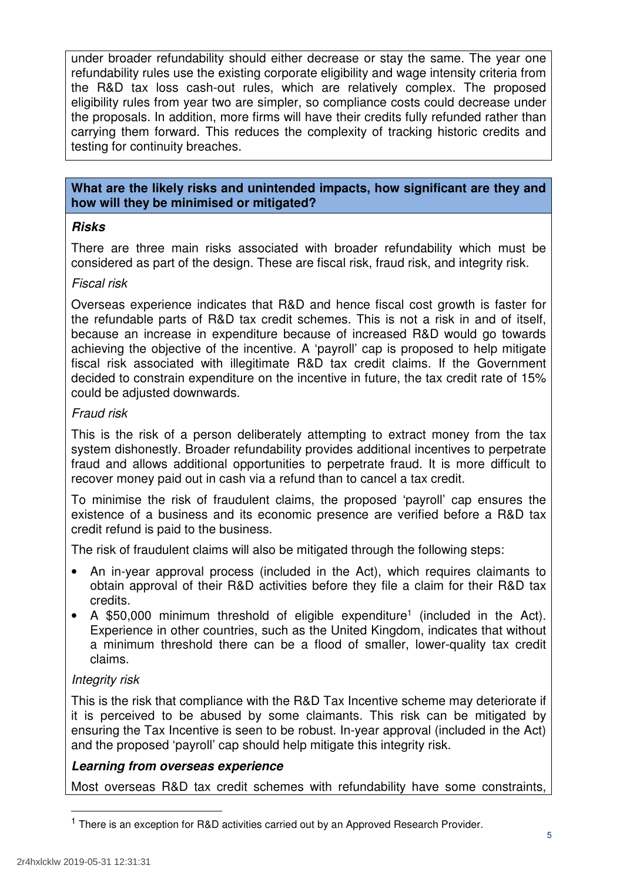under broader refundability should either decrease or stay the same. The year one refundability rules use the existing corporate eligibility and wage intensity criteria from the R&D tax loss cash-out rules, which are relatively complex. The proposed eligibility rules from year two are simpler, so compliance costs could decrease under the proposals. In addition, more firms will have their credits fully refunded rather than carrying them forward. This reduces the complexity of tracking historic credits and testing for continuity breaches.

**What are the likely risks and unintended impacts, how significant are they and how will they be minimised or mitigated?**

***Risks***

There are three main risks associated with broader refundability which must be considered as part of the design. These are fiscal risk, fraud risk, and integrity risk.

*Fiscal risk*

Overseas experience indicates that R&D and hence fiscal cost growth is faster for the refundable parts of R&D tax credit schemes. This is not a risk in and of itself, because an increase in expenditure because of increased R&D would go towards achieving the objective of the incentive. A 'payroll' cap is proposed to help mitigate fiscal risk associated with illegitimate R&D tax credit claims. If the Government decided to constrain expenditure on the incentive in future, the tax credit rate of 15% could be adjusted downwards.

*Fraud risk*

This is the risk of a person deliberately attempting to extract money from the tax system dishonestly. Broader refundability provides additional incentives to perpetrate fraud and allows additional opportunities to perpetrate fraud. It is more difficult to recover money paid out in cash via a refund than to cancel a tax credit.

To minimise the risk of fraudulent claims, the proposed 'payroll' cap ensures the existence of a business and its economic presence are verified before a R&D tax credit refund is paid to the business.

The risk of fraudulent claims will also be mitigated through the following steps:

- An in-year approval process (included in the Act), which requires claimants to obtain approval of their R&D activities before they file a claim for their R&D tax credits.
- A $50,000 minimum threshold of eligible expenditure[1] (included in the Act). Experience in other countries, such as the United Kingdom, indicates that without a minimum threshold there can be a flood of smaller, lower-quality tax credit claims.

*Integrity risk*

This is the risk that compliance with the R&D Tax Incentive scheme may deteriorate if it is perceived to be abused by some claimants. This risk can be mitigated by ensuring the Tax Incentive is seen to be robust. In-year approval (included in the Act) and the proposed 'payroll' cap should help mitigate this integrity risk.

***Learning from overseas experience***

Most overseas R&D tax credit schemes with refundability have some constraints,

[1] There is an exception for R&D activities carried out by an Approved Research Provider.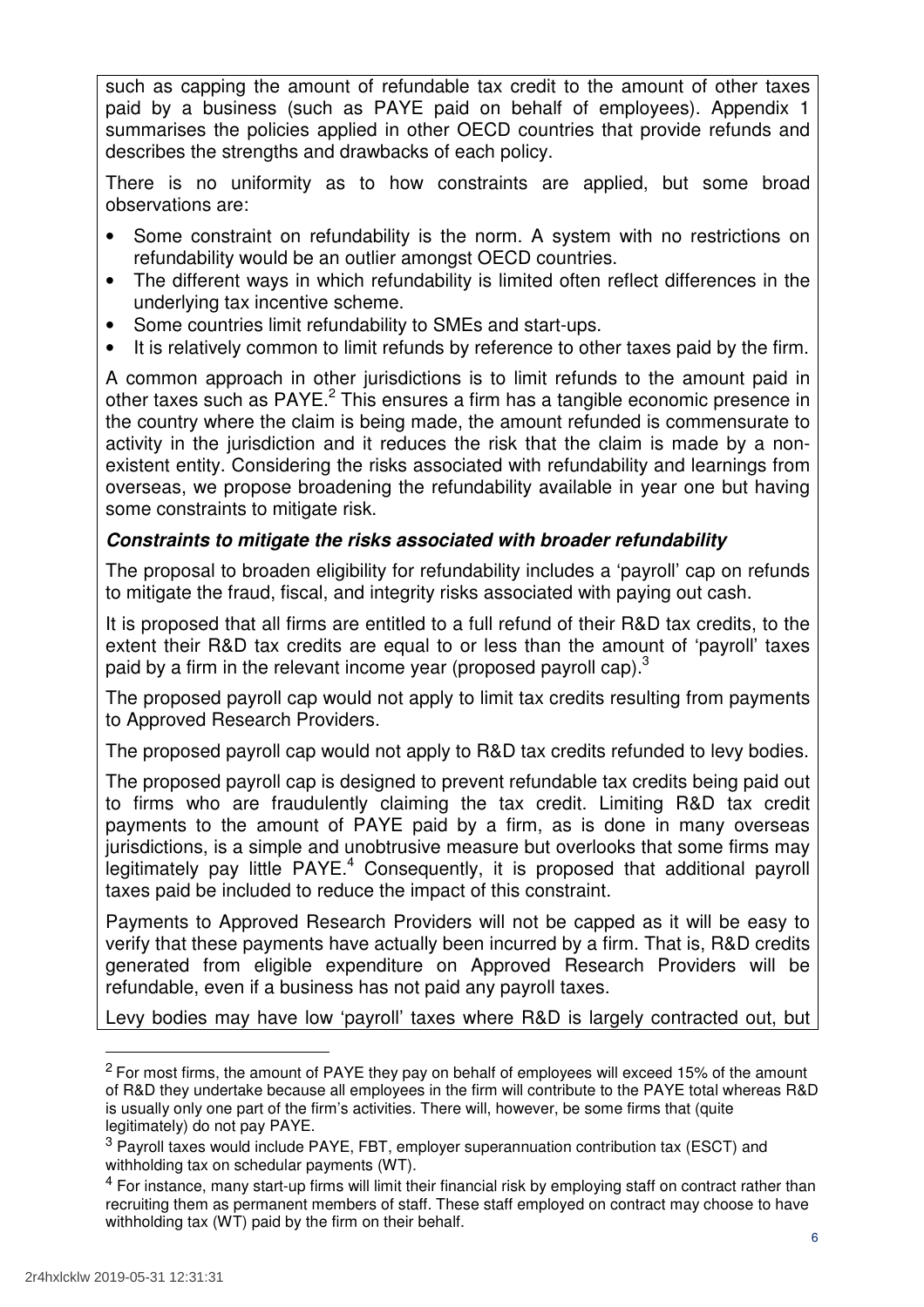such as capping the amount of refundable tax credit to the amount of other taxes paid by a business (such as PAYE paid on behalf of employees). Appendix 1 summarises the policies applied in other OECD countries that provide refunds and describes the strengths and drawbacks of each policy.

There is no uniformity as to how constraints are applied, but some broad observations are:

- Some constraint on refundability is the norm. A system with no restrictions on refundability would be an outlier amongst OECD countries.
- The different ways in which refundability is limited often reflect differences in the underlying tax incentive scheme.
- Some countries limit refundability to SMEs and start-ups.
- It is relatively common to limit refunds by reference to other taxes paid by the firm.

A common approach in other jurisdictions is to limit refunds to the amount paid in other taxes such as PAYE.[2] This ensures a firm has a tangible economic presence in the country where the claim is being made, the amount refunded is commensurate to activity in the jurisdiction and it reduces the risk that the claim is made by a non-existent entity. Considering the risks associated with refundability and learnings from overseas, we propose broadening the refundability available in year one but having some constraints to mitigate risk.

***Constraints to mitigate the risks associated with broader refundability***

The proposal to broaden eligibility for refundability includes a 'payroll' cap on refunds to mitigate the fraud, fiscal, and integrity risks associated with paying out cash.

It is proposed that all firms are entitled to a full refund of their R&D tax credits, to the extent their R&D tax credits are equal to or less than the amount of 'payroll' taxes paid by a firm in the relevant income year (proposed payroll cap).[3]

The proposed payroll cap would not apply to limit tax credits resulting from payments to Approved Research Providers.

The proposed payroll cap would not apply to R&D tax credits refunded to levy bodies.

The proposed payroll cap is designed to prevent refundable tax credits being paid out to firms who are fraudulently claiming the tax credit. Limiting R&D tax credit payments to the amount of PAYE paid by a firm, as is done in many overseas jurisdictions, is a simple and unobtrusive measure but overlooks that some firms may legitimately pay little PAYE.[4] Consequently, it is proposed that additional payroll taxes paid be included to reduce the impact of this constraint.

Payments to Approved Research Providers will not be capped as it will be easy to verify that these payments have actually been incurred by a firm. That is, R&D credits generated from eligible expenditure on Approved Research Providers will be refundable, even if a business has not paid any payroll taxes.

Levy bodies may have low 'payroll' taxes where R&D is largely contracted out, but

---

[2] For most firms, the amount of PAYE they pay on behalf of employees will exceed 15% of the amount of R&D they undertake because all employees in the firm will contribute to the PAYE total whereas R&D is usually only one part of the firm's activities. There will, however, be some firms that (quite legitimately) do not pay PAYE.

[3] Payroll taxes would include PAYE, FBT, employer superannuation contribution tax (ESCT) and withholding tax on schedular payments (WT).

[4] For instance, many start-up firms will limit their financial risk by employing staff on contract rather than recruiting them as permanent members of staff. These staff employed on contract may choose to have withholding tax (WT) paid by the firm on their behalf.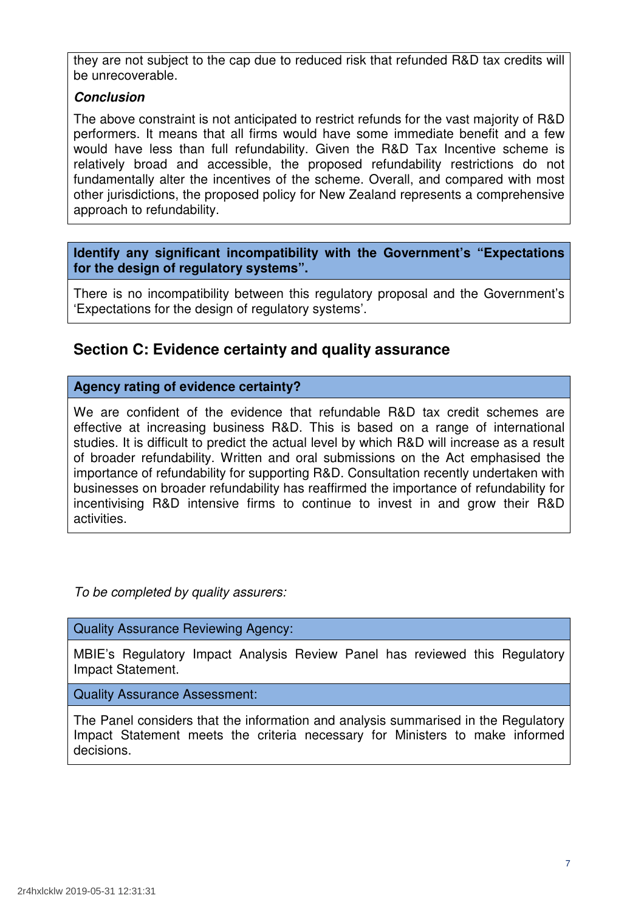they are not subject to the cap due to reduced risk that refunded R&D tax credits will be unrecoverable.

***Conclusion***

The above constraint is not anticipated to restrict refunds for the vast majority of R&D performers. It means that all firms would have some immediate benefit and a few would have less than full refundability. Given the R&D Tax Incentive scheme is relatively broad and accessible, the proposed refundability restrictions do not fundamentally alter the incentives of the scheme. Overall, and compared with most other jurisdictions, the proposed policy for New Zealand represents a comprehensive approach to refundability.

**Identify any significant incompatibility with the Government's "Expectations for the design of regulatory systems".**

There is no incompatibility between this regulatory proposal and the Government's 'Expectations for the design of regulatory systems'.

## Section C: Evidence certainty and quality assurance

**Agency rating of evidence certainty?**

We are confident of the evidence that refundable R&D tax credit schemes are effective at increasing business R&D. This is based on a range of international studies. It is difficult to predict the actual level by which R&D will increase as a result of broader refundability. Written and oral submissions on the Act emphasised the importance of refundability for supporting R&D. Consultation recently undertaken with businesses on broader refundability has reaffirmed the importance of refundability for incentivising R&D intensive firms to continue to invest in and grow their R&D activities.

*To be completed by quality assurers:*

Quality Assurance Reviewing Agency:

MBIE's Regulatory Impact Analysis Review Panel has reviewed this Regulatory Impact Statement.

Quality Assurance Assessment:

The Panel considers that the information and analysis summarised in the Regulatory Impact Statement meets the criteria necessary for Ministers to make informed decisions.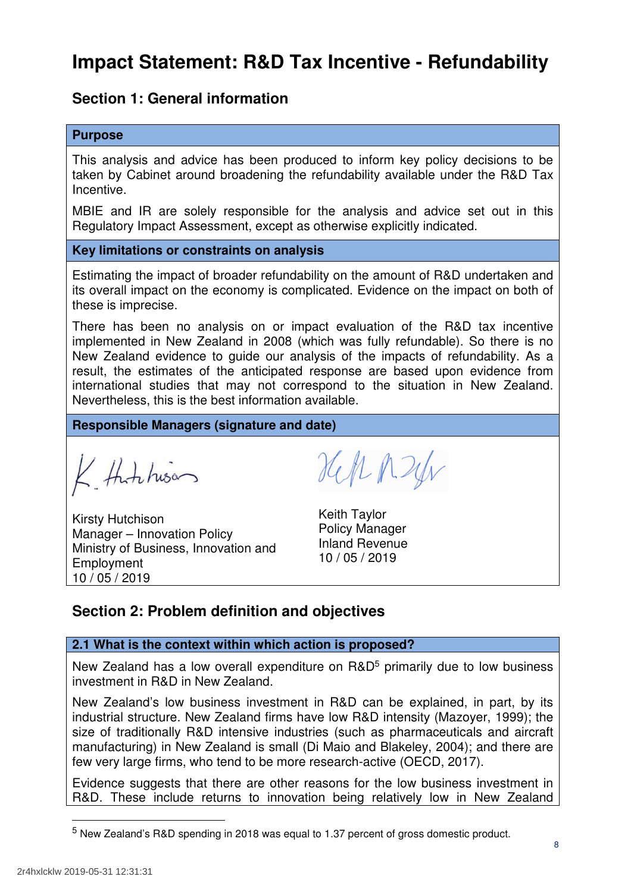# Impact Statement: R&D Tax Incentive - Refundability

## Section 1: General information

### Purpose

This analysis and advice has been produced to inform key policy decisions to be taken by Cabinet around broadening the refundability available under the R&D Tax Incentive.

MBIE and IR are solely responsible for the analysis and advice set out in this Regulatory Impact Assessment, except as otherwise explicitly indicated.

### Key limitations or constraints on analysis

Estimating the impact of broader refundability on the amount of R&D undertaken and its overall impact on the economy is complicated. Evidence on the impact on both of these is imprecise.

There has been no analysis on or impact evaluation of the R&D tax incentive implemented in New Zealand in 2008 (which was fully refundable). So there is no New Zealand evidence to guide our analysis of the impacts of refundability. As a result, the estimates of the anticipated response are based upon evidence from international studies that may not correspond to the situation in New Zealand. Nevertheless, this is the best information available.

### Responsible Managers (signature and date)

Kirsty Hutchison
Manager – Innovation Policy
Ministry of Business, Innovation and Employment
10 / 05 / 2019

Keith Taylor
Policy Manager
Inland Revenue
10 / 05 / 2019

## Section 2: Problem definition and objectives

### 2.1 What is the context within which action is proposed?

New Zealand has a low overall expenditure on R&D[5] primarily due to low business investment in R&D in New Zealand.

New Zealand's low business investment in R&D can be explained, in part, by its industrial structure. New Zealand firms have low R&D intensity (Mazoyer, 1999); the size of traditionally R&D intensive industries (such as pharmaceuticals and aircraft manufacturing) in New Zealand is small (Di Maio and Blakeley, 2004); and there are few very large firms, who tend to be more research-active (OECD, 2017).

Evidence suggests that there are other reasons for the low business investment in R&D. These include returns to innovation being relatively low in New Zealand

[5] New Zealand's R&D spending in 2018 was equal to 1.37 percent of gross domestic product.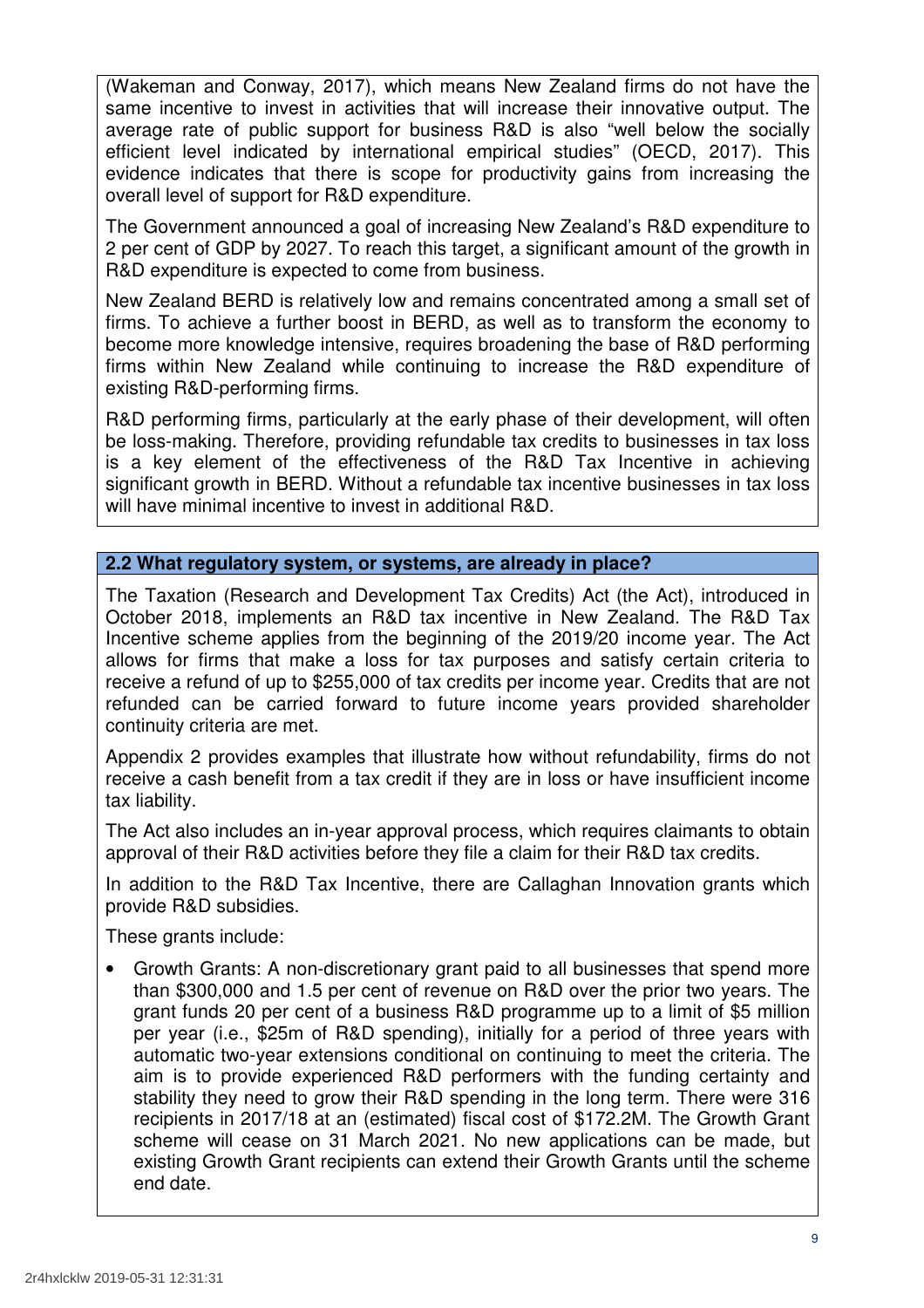(Wakeman and Conway, 2017), which means New Zealand firms do not have the same incentive to invest in activities that will increase their innovative output. The average rate of public support for business R&D is also "well below the socially efficient level indicated by international empirical studies" (OECD, 2017). This evidence indicates that there is scope for productivity gains from increasing the overall level of support for R&D expenditure.

The Government announced a goal of increasing New Zealand's R&D expenditure to 2 per cent of GDP by 2027. To reach this target, a significant amount of the growth in R&D expenditure is expected to come from business.

New Zealand BERD is relatively low and remains concentrated among a small set of firms. To achieve a further boost in BERD, as well as to transform the economy to become more knowledge intensive, requires broadening the base of R&D performing firms within New Zealand while continuing to increase the R&D expenditure of existing R&D-performing firms.

R&D performing firms, particularly at the early phase of their development, will often be loss-making. Therefore, providing refundable tax credits to businesses in tax loss is a key element of the effectiveness of the R&D Tax Incentive in achieving significant growth in BERD. Without a refundable tax incentive businesses in tax loss will have minimal incentive to invest in additional R&D.

### 2.2 What regulatory system, or systems, are already in place?

The Taxation (Research and Development Tax Credits) Act (the Act), introduced in October 2018, implements an R&D tax incentive in New Zealand. The R&D Tax Incentive scheme applies from the beginning of the 2019/20 income year. The Act allows for firms that make a loss for tax purposes and satisfy certain criteria to receive a refund of up to $255,000 of tax credits per income year. Credits that are not refunded can be carried forward to future income years provided shareholder continuity criteria are met.

Appendix 2 provides examples that illustrate how without refundability, firms do not receive a cash benefit from a tax credit if they are in loss or have insufficient income tax liability.

The Act also includes an in-year approval process, which requires claimants to obtain approval of their R&D activities before they file a claim for their R&D tax credits.

In addition to the R&D Tax Incentive, there are Callaghan Innovation grants which provide R&D subsidies.

These grants include:

- Growth Grants: A non-discretionary grant paid to all businesses that spend more than $300,000 and 1.5 per cent of revenue on R&D over the prior two years. The grant funds 20 per cent of a business R&D programme up to a limit of $5 million per year (i.e., $25m of R&D spending), initially for a period of three years with automatic two-year extensions conditional on continuing to meet the criteria. The aim is to provide experienced R&D performers with the funding certainty and stability they need to grow their R&D spending in the long term. There were 316 recipients in 2017/18 at an (estimated) fiscal cost of $172.2M. The Growth Grant scheme will cease on 31 March 2021. No new applications can be made, but existing Growth Grant recipients can extend their Growth Grants until the scheme end date.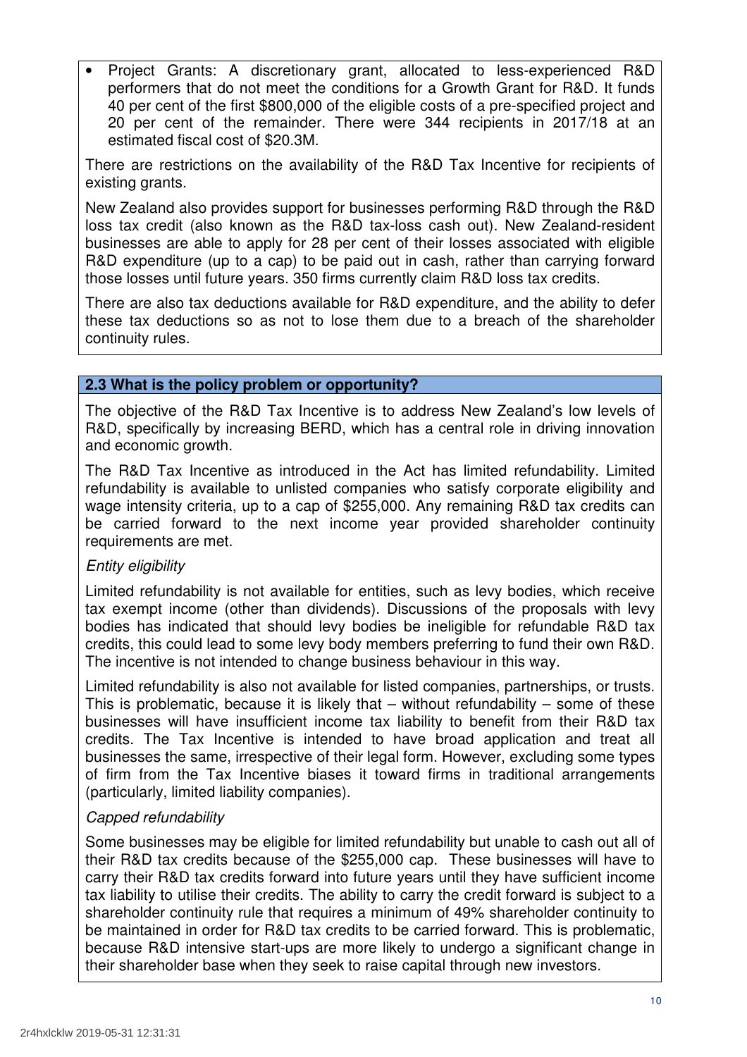- Project Grants: A discretionary grant, allocated to less-experienced R&D performers that do not meet the conditions for a Growth Grant for R&D. It funds 40 per cent of the first $800,000 of the eligible costs of a pre-specified project and 20 per cent of the remainder. There were 344 recipients in 2017/18 at an estimated fiscal cost of $20.3M.

There are restrictions on the availability of the R&D Tax Incentive for recipients of existing grants.

New Zealand also provides support for businesses performing R&D through the R&D loss tax credit (also known as the R&D tax-loss cash out). New Zealand-resident businesses are able to apply for 28 per cent of their losses associated with eligible R&D expenditure (up to a cap) to be paid out in cash, rather than carrying forward those losses until future years. 350 firms currently claim R&D loss tax credits.

There are also tax deductions available for R&D expenditure, and the ability to defer these tax deductions so as not to lose them due to a breach of the shareholder continuity rules.

### 2.3 What is the policy problem or opportunity?

The objective of the R&D Tax Incentive is to address New Zealand's low levels of R&D, specifically by increasing BERD, which has a central role in driving innovation and economic growth.

The R&D Tax Incentive as introduced in the Act has limited refundability. Limited refundability is available to unlisted companies who satisfy corporate eligibility and wage intensity criteria, up to a cap of $255,000. Any remaining R&D tax credits can be carried forward to the next income year provided shareholder continuity requirements are met.

*Entity eligibility*

Limited refundability is not available for entities, such as levy bodies, which receive tax exempt income (other than dividends). Discussions of the proposals with levy bodies has indicated that should levy bodies be ineligible for refundable R&D tax credits, this could lead to some levy body members preferring to fund their own R&D. The incentive is not intended to change business behaviour in this way.

Limited refundability is also not available for listed companies, partnerships, or trusts. This is problematic, because it is likely that – without refundability – some of these businesses will have insufficient income tax liability to benefit from their R&D tax credits. The Tax Incentive is intended to have broad application and treat all businesses the same, irrespective of their legal form. However, excluding some types of firm from the Tax Incentive biases it toward firms in traditional arrangements (particularly, limited liability companies).

*Capped refundability*

Some businesses may be eligible for limited refundability but unable to cash out all of their R&D tax credits because of the $255,000 cap. These businesses will have to carry their R&D tax credits forward into future years until they have sufficient income tax liability to utilise their credits. The ability to carry the credit forward is subject to a shareholder continuity rule that requires a minimum of 49% shareholder continuity to be maintained in order for R&D tax credits to be carried forward. This is problematic, because R&D intensive start-ups are more likely to undergo a significant change in their shareholder base when they seek to raise capital through new investors.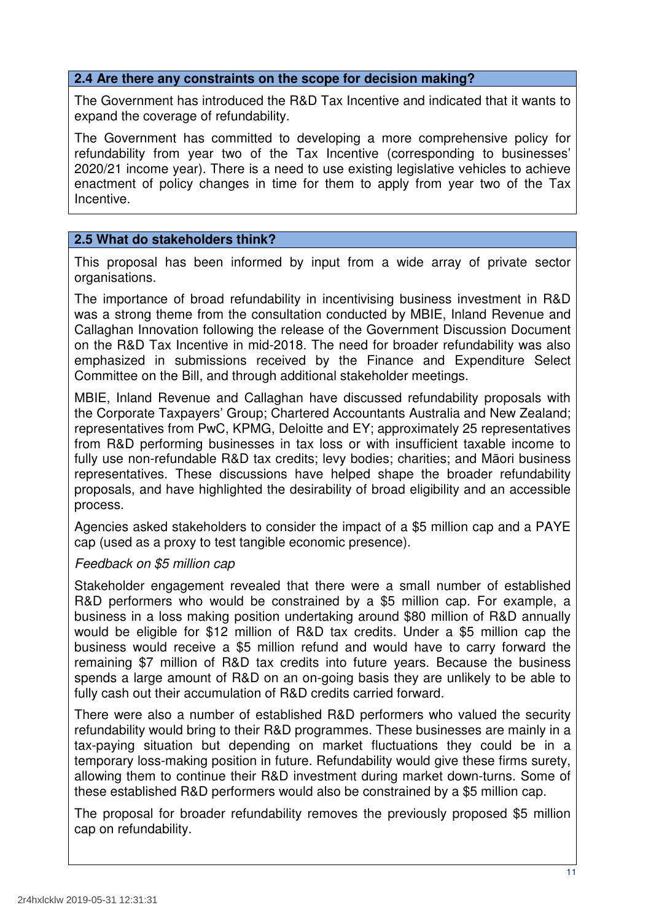### 2.4 Are there any constraints on the scope for decision making?

The Government has introduced the R&D Tax Incentive and indicated that it wants to expand the coverage of refundability.

The Government has committed to developing a more comprehensive policy for refundability from year two of the Tax Incentive (corresponding to businesses' 2020/21 income year). There is a need to use existing legislative vehicles to achieve enactment of policy changes in time for them to apply from year two of the Tax Incentive.

### 2.5 What do stakeholders think?

This proposal has been informed by input from a wide array of private sector organisations.

The importance of broad refundability in incentivising business investment in R&D was a strong theme from the consultation conducted by MBIE, Inland Revenue and Callaghan Innovation following the release of the Government Discussion Document on the R&D Tax Incentive in mid-2018. The need for broader refundability was also emphasized in submissions received by the Finance and Expenditure Select Committee on the Bill, and through additional stakeholder meetings.

MBIE, Inland Revenue and Callaghan have discussed refundability proposals with the Corporate Taxpayers' Group; Chartered Accountants Australia and New Zealand; representatives from PwC, KPMG, Deloitte and EY; approximately 25 representatives from R&D performing businesses in tax loss or with insufficient taxable income to fully use non-refundable R&D tax credits; levy bodies; charities; and Māori business representatives. These discussions have helped shape the broader refundability proposals, and have highlighted the desirability of broad eligibility and an accessible process.

Agencies asked stakeholders to consider the impact of a $5 million cap and a PAYE cap (used as a proxy to test tangible economic presence).

*Feedback on $5 million cap*

Stakeholder engagement revealed that there were a small number of established R&D performers who would be constrained by a $5 million cap. For example, a business in a loss making position undertaking around $80 million of R&D annually would be eligible for $12 million of R&D tax credits. Under a $5 million cap the business would receive a $5 million refund and would have to carry forward the remaining $7 million of R&D tax credits into future years. Because the business spends a large amount of R&D on an on-going basis they are unlikely to be able to fully cash out their accumulation of R&D credits carried forward.

There were also a number of established R&D performers who valued the security refundability would bring to their R&D programmes. These businesses are mainly in a tax-paying situation but depending on market fluctuations they could be in a temporary loss-making position in future. Refundability would give these firms surety, allowing them to continue their R&D investment during market down-turns. Some of these established R&D performers would also be constrained by a $5 million cap.

The proposal for broader refundability removes the previously proposed $5 million cap on refundability.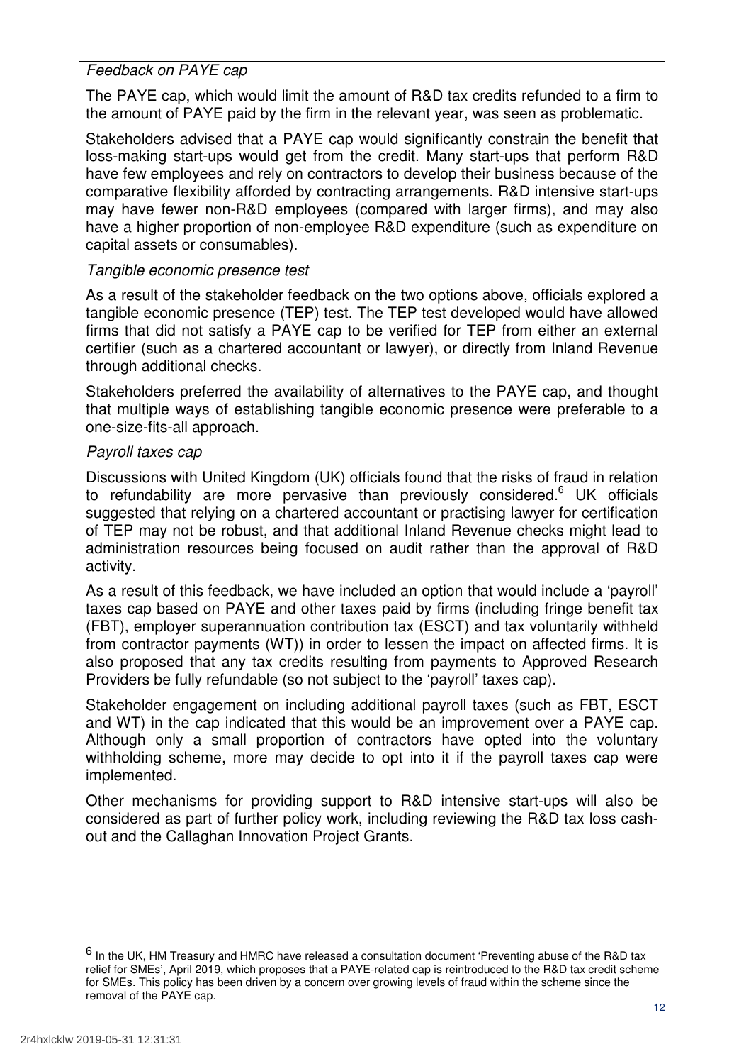*Feedback on PAYE cap*

The PAYE cap, which would limit the amount of R&D tax credits refunded to a firm to the amount of PAYE paid by the firm in the relevant year, was seen as problematic.

Stakeholders advised that a PAYE cap would significantly constrain the benefit that loss-making start-ups would get from the credit. Many start-ups that perform R&D have few employees and rely on contractors to develop their business because of the comparative flexibility afforded by contracting arrangements. R&D intensive start-ups may have fewer non-R&D employees (compared with larger firms), and may also have a higher proportion of non-employee R&D expenditure (such as expenditure on capital assets or consumables).

*Tangible economic presence test*

As a result of the stakeholder feedback on the two options above, officials explored a tangible economic presence (TEP) test. The TEP test developed would have allowed firms that did not satisfy a PAYE cap to be verified for TEP from either an external certifier (such as a chartered accountant or lawyer), or directly from Inland Revenue through additional checks.

Stakeholders preferred the availability of alternatives to the PAYE cap, and thought that multiple ways of establishing tangible economic presence were preferable to a one-size-fits-all approach.

*Payroll taxes cap*

Discussions with United Kingdom (UK) officials found that the risks of fraud in relation to refundability are more pervasive than previously considered.[6] UK officials suggested that relying on a chartered accountant or practising lawyer for certification of TEP may not be robust, and that additional Inland Revenue checks might lead to administration resources being focused on audit rather than the approval of R&D activity.

As a result of this feedback, we have included an option that would include a 'payroll' taxes cap based on PAYE and other taxes paid by firms (including fringe benefit tax (FBT), employer superannuation contribution tax (ESCT) and tax voluntarily withheld from contractor payments (WT)) in order to lessen the impact on affected firms. It is also proposed that any tax credits resulting from payments to Approved Research Providers be fully refundable (so not subject to the 'payroll' taxes cap).

Stakeholder engagement on including additional payroll taxes (such as FBT, ESCT and WT) in the cap indicated that this would be an improvement over a PAYE cap. Although only a small proportion of contractors have opted into the voluntary withholding scheme, more may decide to opt into it if the payroll taxes cap were implemented.

Other mechanisms for providing support to R&D intensive start-ups will also be considered as part of further policy work, including reviewing the R&D tax loss cash-out and the Callaghan Innovation Project Grants.

---

[6] In the UK, HM Treasury and HMRC have released a consultation document 'Preventing abuse of the R&D tax relief for SMEs', April 2019, which proposes that a PAYE-related cap is reintroduced to the R&D tax credit scheme for SMEs. This policy has been driven by a concern over growing levels of fraud within the scheme since the removal of the PAYE cap.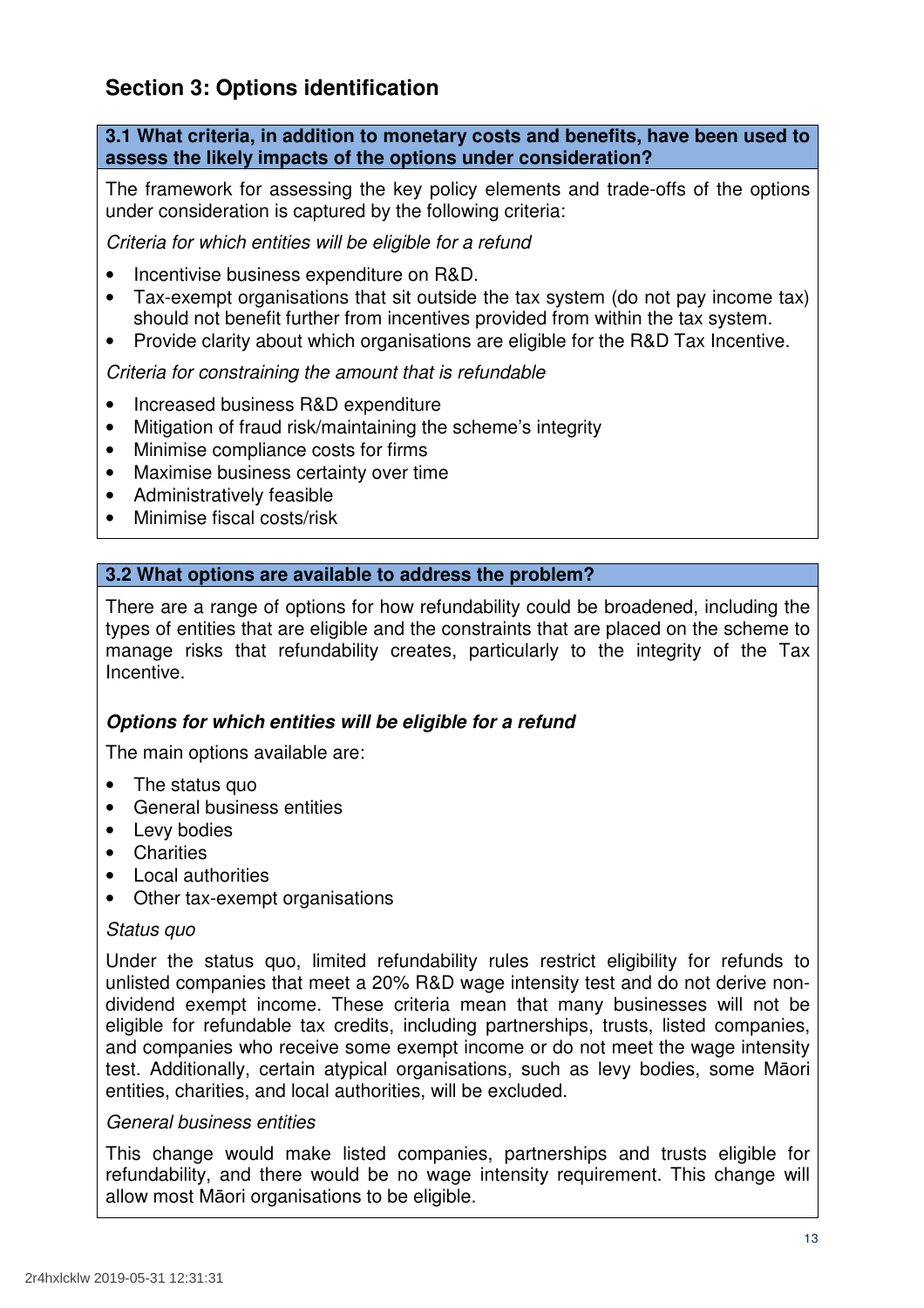## Section 3: Options identification

**3.1 What criteria, in addition to monetary costs and benefits, have been used to assess the likely impacts of the options under consideration?**

The framework for assessing the key policy elements and trade-offs of the options under consideration is captured by the following criteria:

*Criteria for which entities will be eligible for a refund*

- Incentivise business expenditure on R&D.
- Tax-exempt organisations that sit outside the tax system (do not pay income tax) should not benefit further from incentives provided from within the tax system.
- Provide clarity about which organisations are eligible for the R&D Tax Incentive.

*Criteria for constraining the amount that is refundable*

- Increased business R&D expenditure
- Mitigation of fraud risk/maintaining the scheme's integrity
- Minimise compliance costs for firms
- Maximise business certainty over time
- Administratively feasible
- Minimise fiscal costs/risk

**3.2 What options are available to address the problem?**

There are a range of options for how refundability could be broadened, including the types of entities that are eligible and the constraints that are placed on the scheme to manage risks that refundability creates, particularly to the integrity of the Tax Incentive.

***Options for which entities will be eligible for a refund***

The main options available are:

- The status quo
- General business entities
- Levy bodies
- Charities
- Local authorities
- Other tax-exempt organisations

*Status quo*

Under the status quo, limited refundability rules restrict eligibility for refunds to unlisted companies that meet a 20% R&D wage intensity test and do not derive non-dividend exempt income. These criteria mean that many businesses will not be eligible for refundable tax credits, including partnerships, trusts, listed companies, and companies who receive some exempt income or do not meet the wage intensity test. Additionally, certain atypical organisations, such as levy bodies, some Māori entities, charities, and local authorities, will be excluded.

*General business entities*

This change would make listed companies, partnerships and trusts eligible for refundability, and there would be no wage intensity requirement. This change will allow most Māori organisations to be eligible.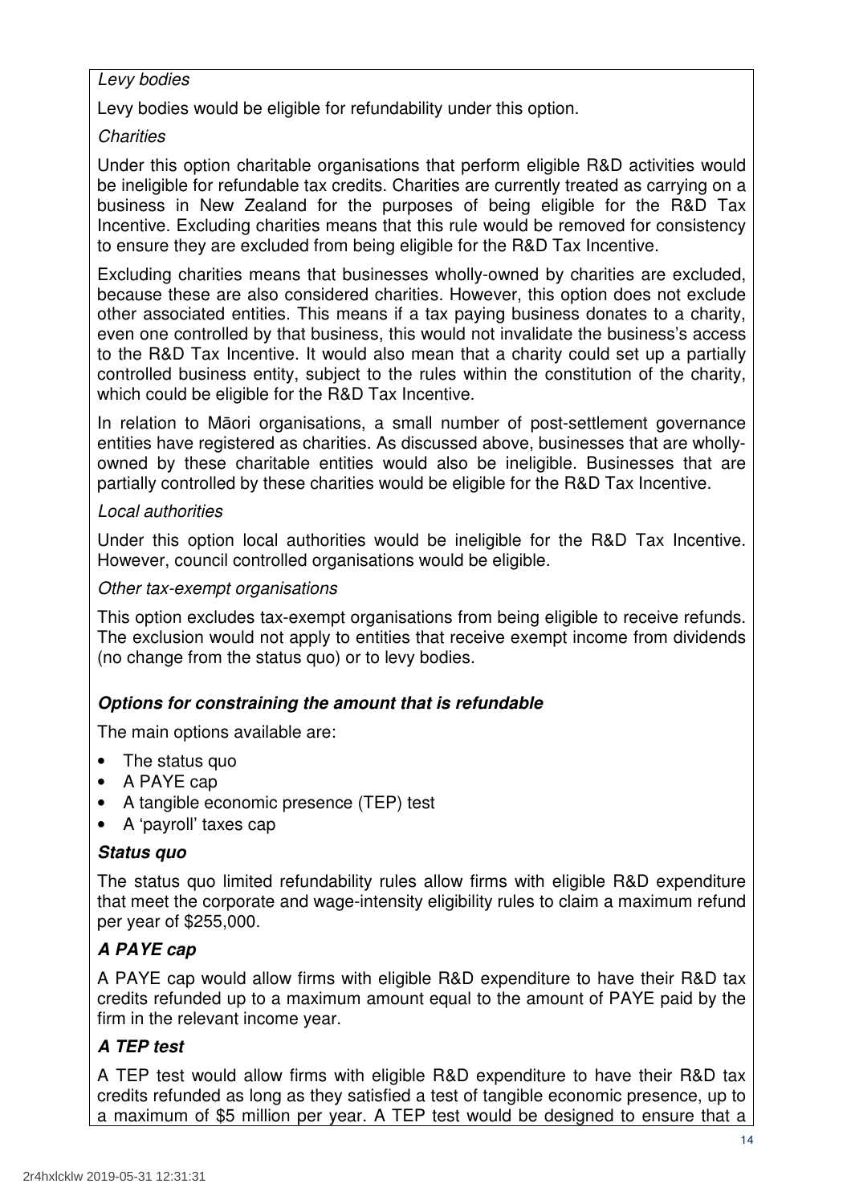*Levy bodies*

Levy bodies would be eligible for refundability under this option.

*Charities*

Under this option charitable organisations that perform eligible R&D activities would be ineligible for refundable tax credits. Charities are currently treated as carrying on a business in New Zealand for the purposes of being eligible for the R&D Tax Incentive. Excluding charities means that this rule would be removed for consistency to ensure they are excluded from being eligible for the R&D Tax Incentive.

Excluding charities means that businesses wholly-owned by charities are excluded, because these are also considered charities. However, this option does not exclude other associated entities. This means if a tax paying business donates to a charity, even one controlled by that business, this would not invalidate the business's access to the R&D Tax Incentive. It would also mean that a charity could set up a partially controlled business entity, subject to the rules within the constitution of the charity, which could be eligible for the R&D Tax Incentive.

In relation to Māori organisations, a small number of post-settlement governance entities have registered as charities. As discussed above, businesses that are wholly-owned by these charitable entities would also be ineligible. Businesses that are partially controlled by these charities would be eligible for the R&D Tax Incentive.

*Local authorities*

Under this option local authorities would be ineligible for the R&D Tax Incentive. However, council controlled organisations would be eligible.

*Other tax-exempt organisations*

This option excludes tax-exempt organisations from being eligible to receive refunds. The exclusion would not apply to entities that receive exempt income from dividends (no change from the status quo) or to levy bodies.

***Options for constraining the amount that is refundable***

The main options available are:

- The status quo
- A PAYE cap
- A tangible economic presence (TEP) test
- A 'payroll' taxes cap

***Status quo***

The status quo limited refundability rules allow firms with eligible R&D expenditure that meet the corporate and wage-intensity eligibility rules to claim a maximum refund per year of $255,000.

***A PAYE cap***

A PAYE cap would allow firms with eligible R&D expenditure to have their R&D tax credits refunded up to a maximum amount equal to the amount of PAYE paid by the firm in the relevant income year.

***A TEP test***

A TEP test would allow firms with eligible R&D expenditure to have their R&D tax credits refunded as long as they satisfied a test of tangible economic presence, up to a maximum of $5 million per year. A TEP test would be designed to ensure that a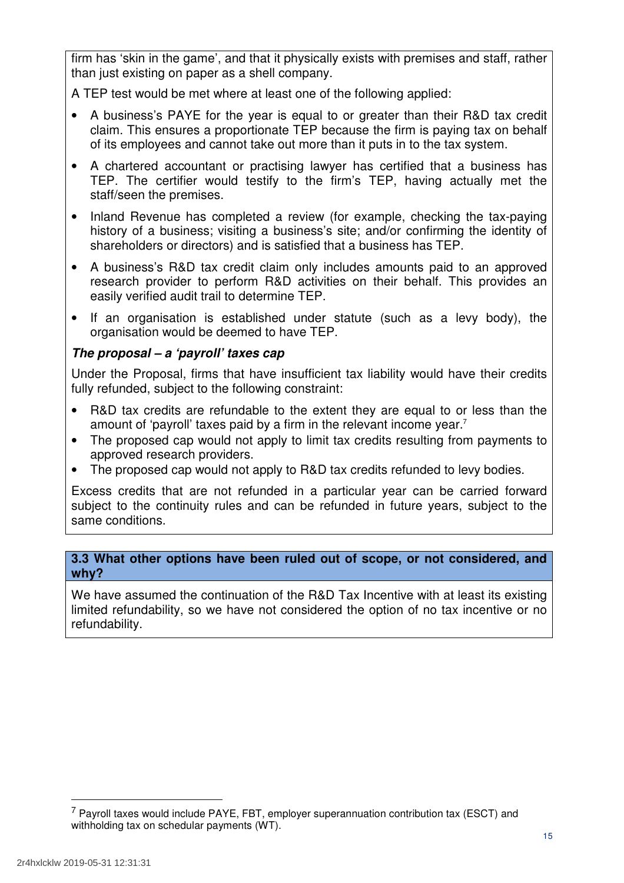firm has 'skin in the game', and that it physically exists with premises and staff, rather than just existing on paper as a shell company.

A TEP test would be met where at least one of the following applied:

- A business's PAYE for the year is equal to or greater than their R&D tax credit claim. This ensures a proportionate TEP because the firm is paying tax on behalf of its employees and cannot take out more than it puts in to the tax system.
- A chartered accountant or practising lawyer has certified that a business has TEP. The certifier would testify to the firm's TEP, having actually met the staff/seen the premises.
- Inland Revenue has completed a review (for example, checking the tax-paying history of a business; visiting a business's site; and/or confirming the identity of shareholders or directors) and is satisfied that a business has TEP.
- A business's R&D tax credit claim only includes amounts paid to an approved research provider to perform R&D activities on their behalf. This provides an easily verified audit trail to determine TEP.
- If an organisation is established under statute (such as a levy body), the organisation would be deemed to have TEP.

***The proposal – a 'payroll' taxes cap***

Under the Proposal, firms that have insufficient tax liability would have their credits fully refunded, subject to the following constraint:

- R&D tax credits are refundable to the extent they are equal to or less than the amount of 'payroll' taxes paid by a firm in the relevant income year.[7]
- The proposed cap would not apply to limit tax credits resulting from payments to approved research providers.
- The proposed cap would not apply to R&D tax credits refunded to levy bodies.

Excess credits that are not refunded in a particular year can be carried forward subject to the continuity rules and can be refunded in future years, subject to the same conditions.

### 3.3 What other options have been ruled out of scope, or not considered, and why?

We have assumed the continuation of the R&D Tax Incentive with at least its existing limited refundability, so we have not considered the option of no tax incentive or no refundability.

---

[7] Payroll taxes would include PAYE, FBT, employer superannuation contribution tax (ESCT) and withholding tax on schedular payments (WT).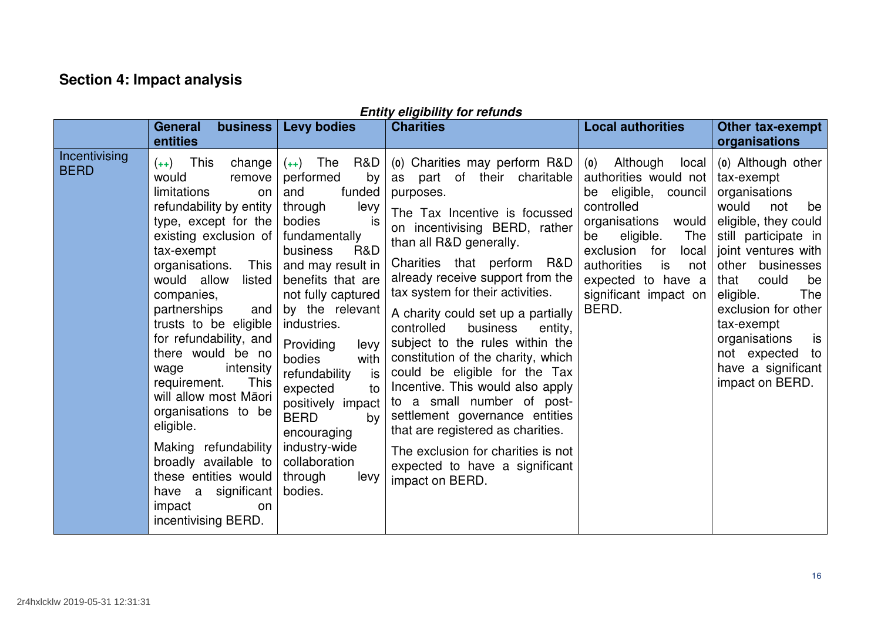## Section 4: Impact analysis

***Entity eligibility for refunds***

| | General business entities | Levy bodies | Charities | Local authorities | Other tax-exempt organisations |
|---|---|---|---|---|---|
| Incentivising BERD | (++) This change would remove limitations on refundability by entity type, except for the existing exclusion of tax-exempt organisations. This would allow listed companies, partnerships and trusts to be eligible for refundability, and there would be no wage intensity requirement. This will allow most Māori organisations to be eligible.<br><br>Making refundability broadly available to these entities would have a significant impact on incentivising BERD. | (++) The R&D performed by and funded through levy bodies is fundamentally business R&D and may result in benefits that are not fully captured by the relevant industries.<br><br>Providing levy bodies with refundability is expected to positively impact BERD by encouraging industry-wide collaboration through levy bodies. | (0) Charities may perform R&D as part of their charitable purposes.<br><br>The Tax Incentive is focussed on incentivising BERD, rather than all R&D generally.<br><br>Charities that perform R&D already receive support from the tax system for their activities.<br><br>A charity could set up a partially controlled business entity, subject to the rules within the constitution of the charity, which could be eligible for the Tax Incentive. This would also apply to a small number of post-settlement governance entities that are registered as charities.<br><br>The exclusion for charities is not expected to have a significant impact on BERD. | (0) Although local authorities would not be eligible, council controlled organisations would be eligible. The exclusion for local authorities is not expected to have a significant impact on BERD. | (0) Although other tax-exempt organisations would not be eligible, they could still participate in joint ventures with other businesses that could be eligible. The exclusion for other tax-exempt organisations is not expected to have a significant impact on BERD. |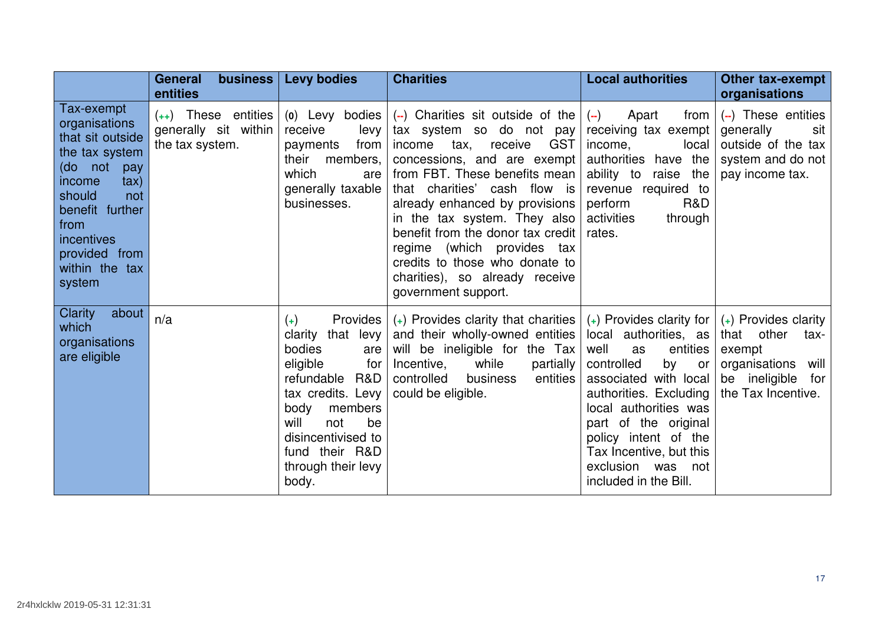| | General business entities | Levy bodies | Charities | Local authorities | Other tax-exempt organisations |
|---|---|---|---|---|---|
| Tax-exempt organisations that sit outside the tax system (do not pay income tax) should not benefit further from incentives provided from within the tax system | (++) These entities generally sit within the tax system. | (0) Levy bodies receive levy payments from their members, which are generally taxable businesses. | (--) Charities sit outside of the tax system so do not pay income tax, receive GST concessions, and are exempt from FBT. These benefits mean that charities' cash flow is already enhanced by provisions in the tax system. They also benefit from the donor tax credit regime (which provides tax credits to those who donate to charities), so already receive government support. | (--) Apart from receiving tax exempt income, local authorities have the ability to raise the revenue required to perform R&D activities through rates. | (--) These entities generally sit outside of the tax system and do not pay income tax. |
| Clarity about which organisations are eligible | n/a | (+) Provides clarity that levy bodies are eligible for refundable R&D tax credits. Levy body members will not be disincentivised to fund their R&D through their levy body. | (+) Provides clarity that charities and their wholly-owned entities will be ineligible for the Tax Incentive, while partially controlled business entities could be eligible. | (+) Provides clarity for local authorities, as well as entities controlled by or associated with local authorities. Excluding local authorities was part of the original policy intent of the Tax Incentive, but this exclusion was not included in the Bill. | (+) Provides clarity that other tax-exempt organisations will be ineligible for the Tax Incentive. |

2r4hxlcklw 2019-05-31 12:31:31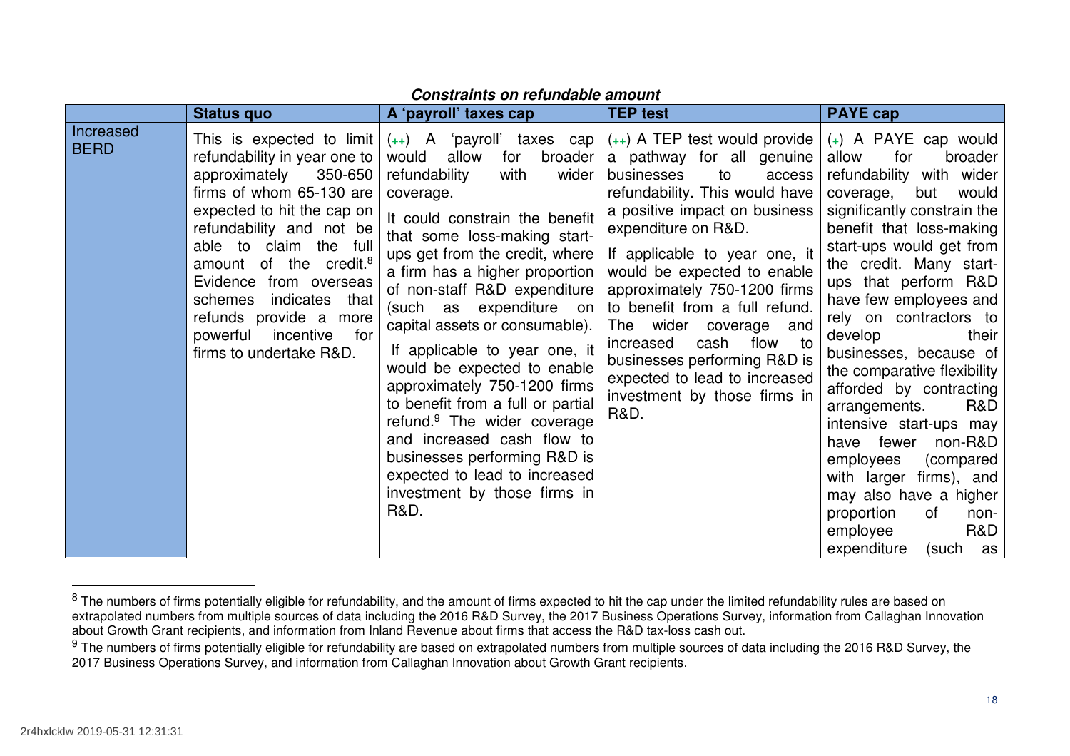***Constraints on refundable amount***

| | Status quo | A 'payroll' taxes cap | TEP test | PAYE cap |
|---|---|---|---|---|
| Increased BERD | This is expected to limit refundability in year one to approximately 350-650 firms of whom 65-130 are expected to hit the cap on refundability and not be able to claim the full amount of the credit.[8] Evidence from overseas schemes indicates that refunds provide a more powerful incentive for firms to undertake R&D. | (++) A 'payroll' taxes cap would allow for broader refundability with wider coverage. It could constrain the benefit that some loss-making start-ups get from the credit, where a firm has a higher proportion of non-staff R&D expenditure (such as expenditure on capital assets or consumable). If applicable to year one, it would be expected to enable approximately 750-1200 firms to benefit from a full or partial refund.[9] The wider coverage and increased cash flow to businesses performing R&D is expected to lead to increased investment by those firms in R&D. | (++) A TEP test would provide a pathway for all genuine businesses to access refundability. This would have a positive impact on business expenditure on R&D. If applicable to year one, it would be expected to enable approximately 750-1200 firms to benefit from a full refund. The wider coverage and increased cash flow to businesses performing R&D is expected to lead to increased investment by those firms in R&D. | (+) A PAYE cap would allow for broader refundability with wider coverage, but would significantly constrain the benefit that loss-making start-ups would get from the credit. Many start-ups that perform R&D have few employees and rely on contractors to develop their businesses, because of the comparative flexibility afforded by contracting arrangements. R&D intensive start-ups may have fewer non-R&D employees (compared with larger firms), and may also have a higher proportion of non-employee R&D expenditure (such as |

[8] The numbers of firms potentially eligible for refundability, and the amount of firms expected to hit the cap under the limited refundability rules are based on extrapolated numbers from multiple sources of data including the 2016 R&D Survey, the 2017 Business Operations Survey, information from Callaghan Innovation about Growth Grant recipients, and information from Inland Revenue about firms that access the R&D tax-loss cash out.

[9] The numbers of firms potentially eligible for refundability are based on extrapolated numbers from multiple sources of data including the 2016 R&D Survey, the 2017 Business Operations Survey, and information from Callaghan Innovation about Growth Grant recipients.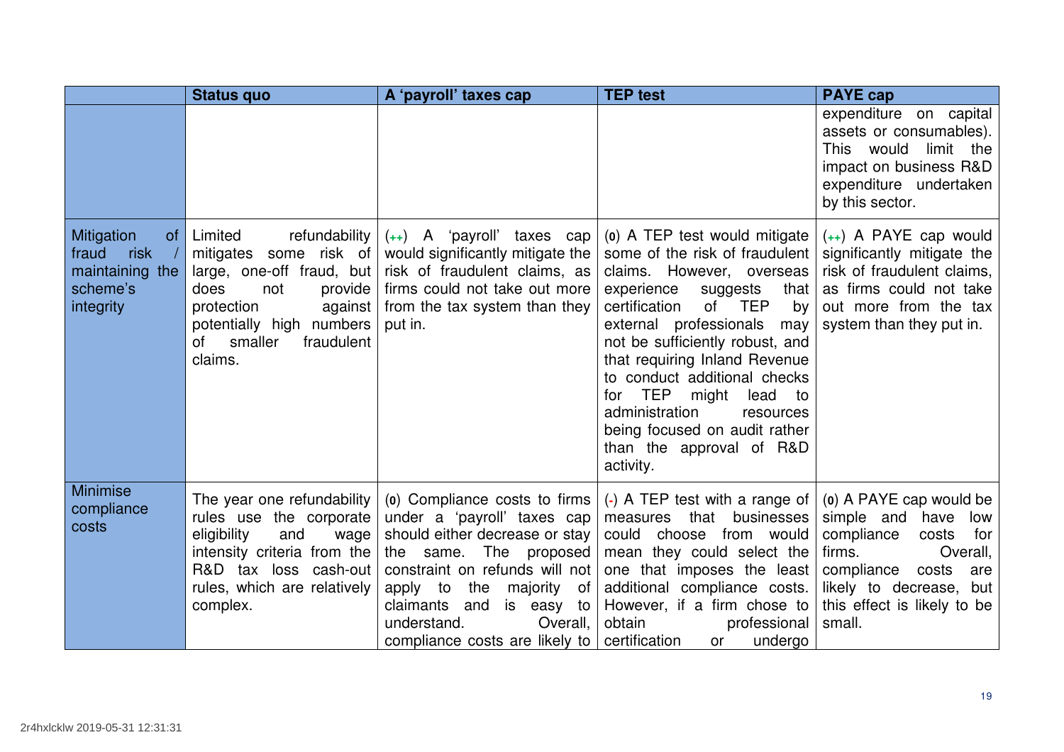| | Status quo | A 'payroll' taxes cap | TEP test | PAYE cap |
|---|---|---|---|---|
| | | | | expenditure on capital assets or consumables). This would limit the impact on business R&D expenditure undertaken by this sector. |
| Mitigation of fraud risk / maintaining the scheme's integrity | Limited refundability mitigates some risk of large, one-off fraud, but does not provide protection against potentially high numbers of smaller fraudulent claims. | (++) A 'payroll' taxes cap would significantly mitigate the risk of fraudulent claims, as firms could not take out more from the tax system than they put in. | (0) A TEP test would mitigate some of the risk of fraudulent claims. However, overseas experience suggests that certification of TEP by external professionals may not be sufficiently robust, and that requiring Inland Revenue to conduct additional checks for TEP might lead to administration resources being focused on audit rather than the approval of R&D activity. | (++) A PAYE cap would significantly mitigate the risk of fraudulent claims, as firms could not take out more from the tax system than they put in. |
| Minimise compliance costs | The year one refundability rules use the corporate eligibility and wage intensity criteria from the R&D tax loss cash-out rules, which are relatively complex. | (0) Compliance costs to firms under a 'payroll' taxes cap should either decrease or stay the same. The proposed constraint on refunds will not apply to the majority of claimants and is easy to understand. Overall, compliance costs are likely to | (-) A TEP test with a range of measures that businesses could choose from would mean they could select the one that imposes the least additional compliance costs. However, if a firm chose to obtain professional certification or undergo | (0) A PAYE cap would be simple and have low compliance costs for firms. Overall, compliance costs are likely to decrease, but this effect is likely to be small. |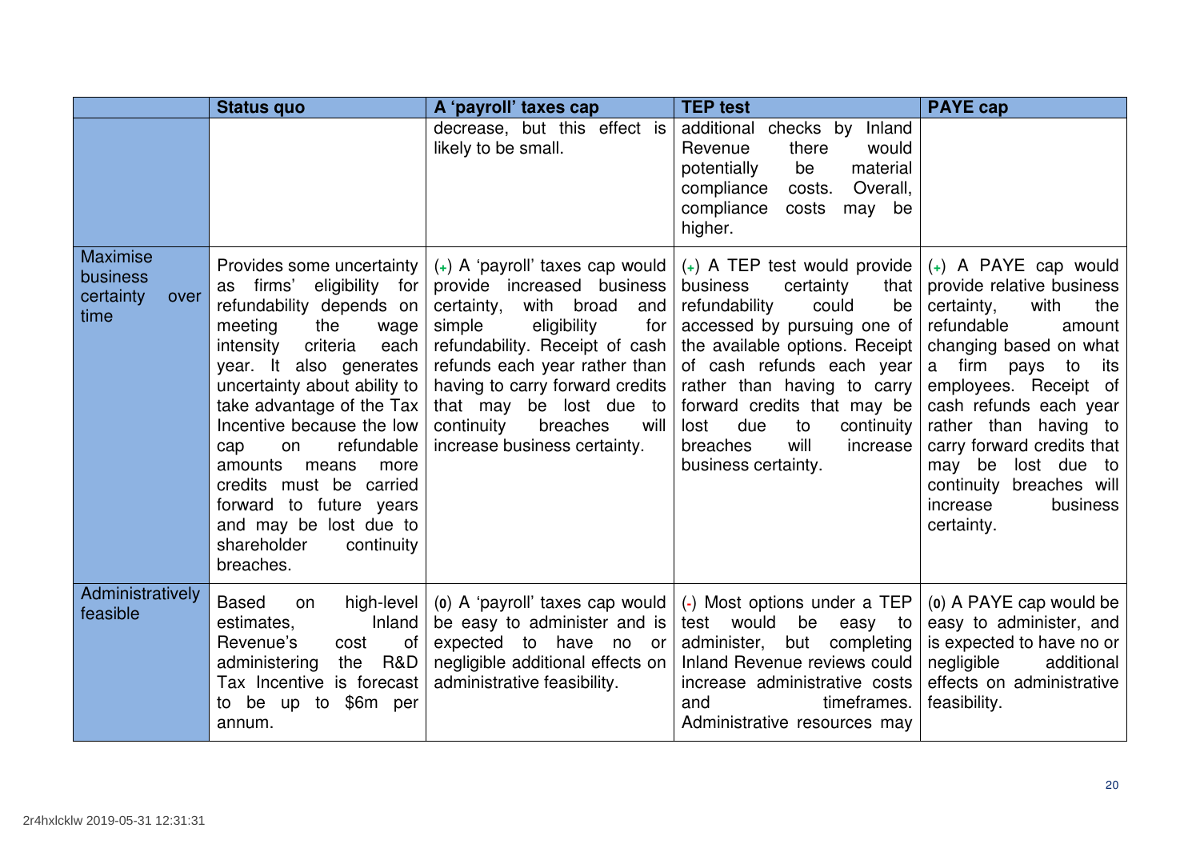| | Status quo | A 'payroll' taxes cap | TEP test | PAYE cap |
|---|---|---|---|---|
| | | decrease, but this effect is likely to be small. | additional checks by Inland Revenue there would potentially be material compliance costs. Overall, compliance costs may be higher. | |
| Maximise business certainty over time | Provides some uncertainty as firms' eligibility for refundability depends on meeting the wage intensity criteria each year. It also generates uncertainty about ability to take advantage of the Tax Incentive because the low cap on refundable amounts means more credits must be carried forward to future years and may be lost due to shareholder continuity breaches. | (+) A 'payroll' taxes cap would provide increased business certainty, with broad and simple eligibility for refundability. Receipt of cash refunds each year rather than having to carry forward credits that may be lost due to continuity breaches will increase business certainty. | (+) A TEP test would provide business certainty that refundability could be accessed by pursuing one of the available options. Receipt of cash refunds each year rather than having to carry forward credits that may be lost due to continuity breaches will increase business certainty. | (+) A PAYE cap would provide relative business certainty, with the refundable amount changing based on what a firm pays to its employees. Receipt of cash refunds each year rather than having to carry forward credits that may be lost due to continuity breaches will increase business certainty. |
| Administratively feasible | Based on high-level estimates, Inland Revenue's cost of administering the R&D Tax Incentive is forecast to be up to $6m per annum. | (0) A 'payroll' taxes cap would be easy to administer and is expected to have no or negligible additional effects on administrative feasibility. | (-) Most options under a TEP test would be easy to administer, but completing Inland Revenue reviews could increase administrative costs and timeframes. Administrative resources may | (0) A PAYE cap would be easy to administer, and is expected to have no or negligible additional effects on administrative feasibility. |

2r4hxlcklw 2019-05-31 12:31:31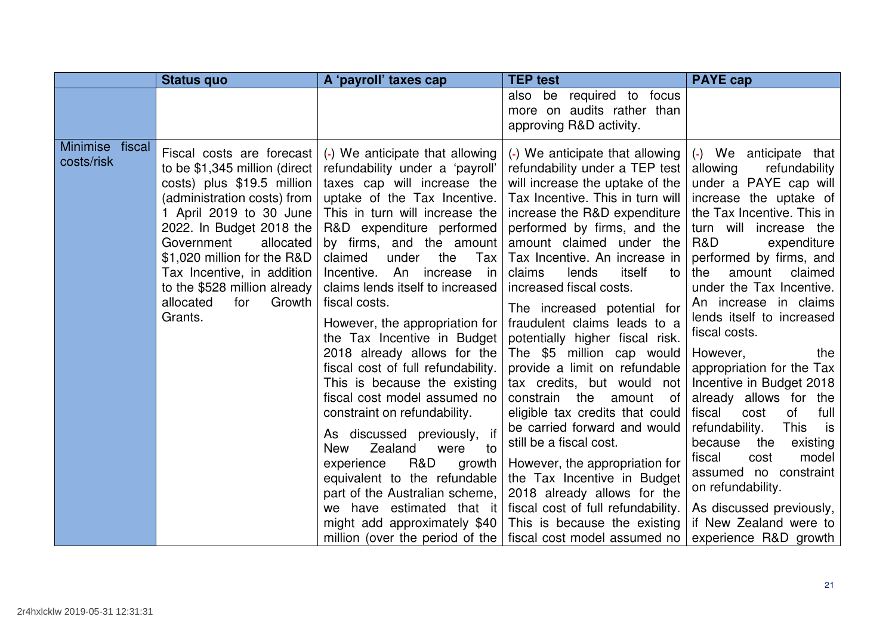| | Status quo | A 'payroll' taxes cap | TEP test | PAYE cap |
|---|---|---|---|---|
| | | | also be required to focus more on audits rather than approving R&D activity. | |
| Minimise fiscal costs/risk | Fiscal costs are forecast to be $1,345 million (direct costs) plus $19.5 million (administration costs) from 1 April 2019 to 30 June 2022. In Budget 2018 the Government allocated $1,020 million for the R&D Tax Incentive, in addition to the $528 million already allocated for Growth Grants. | (-) We anticipate that allowing refundability under a 'payroll' taxes cap will increase the uptake of the Tax Incentive. This in turn will increase the R&D expenditure performed by firms, and the amount claimed under the Tax Incentive. An increase in claims lends itself to increased fiscal costs.<br><br>However, the appropriation for the Tax Incentive in Budget 2018 already allows for the fiscal cost of full refundability. This is because the existing fiscal cost model assumed no constraint on refundability.<br><br>As discussed previously, if New Zealand were to experience R&D growth equivalent to the refundable part of the Australian scheme, we have estimated that it might add approximately $40 million (over the period of the | (-) We anticipate that allowing refundability under a TEP test will increase the uptake of the Tax Incentive. This in turn will increase the R&D expenditure performed by firms, and the amount claimed under the Tax Incentive. An increase in claims lends itself to increased fiscal costs.<br><br>The increased potential for fraudulent claims leads to a potentially higher fiscal risk. The $5 million cap would provide a limit on refundable tax credits, but would not constrain the amount of eligible tax credits that could be carried forward and would still be a fiscal cost.<br><br>However, the appropriation for the Tax Incentive in Budget 2018 already allows for the fiscal cost of full refundability. This is because the existing fiscal cost model assumed no | (-) We anticipate that allowing refundability under a PAYE cap will increase the uptake of the Tax Incentive. This in turn will increase the R&D expenditure performed by firms, and the amount claimed under the Tax Incentive. An increase in claims lends itself to increased fiscal costs.<br><br>However, the appropriation for the Tax Incentive in Budget 2018 already allows for the fiscal cost of full refundability. This is because the existing fiscal cost model assumed no constraint on refundability.<br><br>As discussed previously, if New Zealand were to experience R&D growth |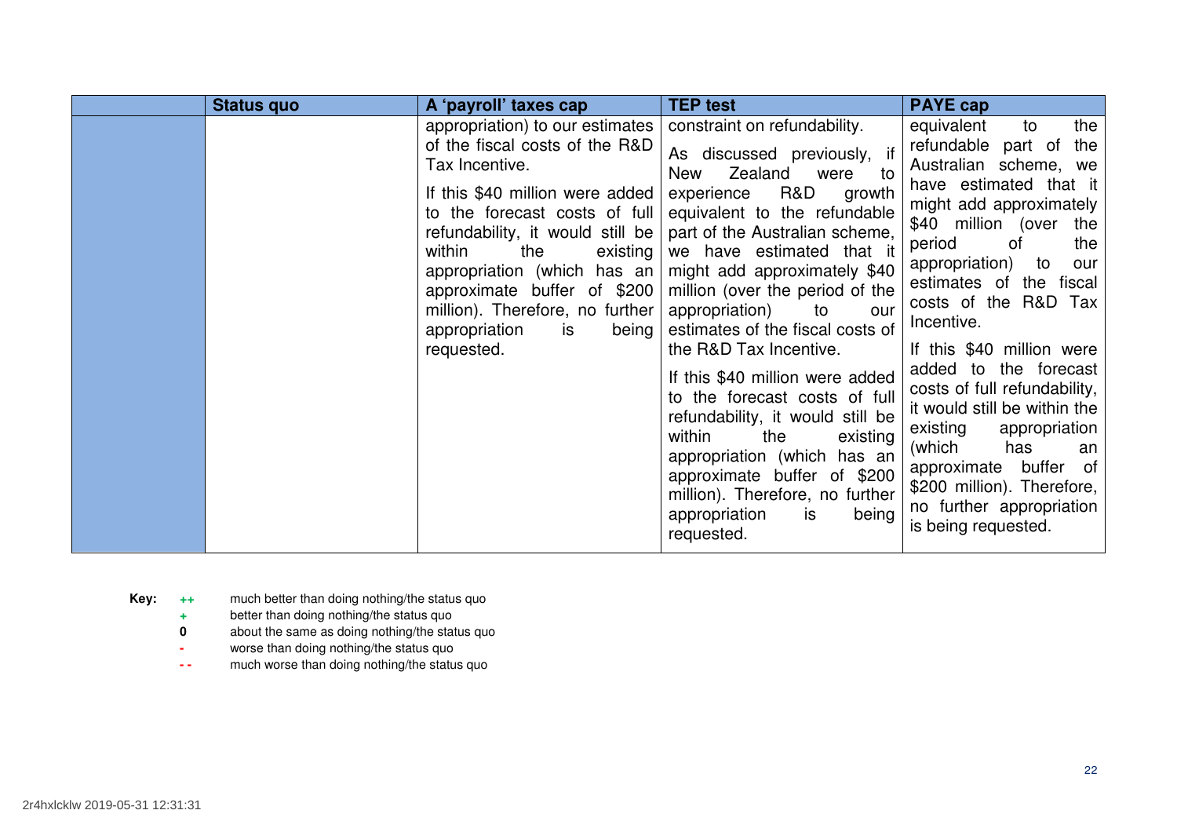| | Status quo | A 'payroll' taxes cap | TEP test | PAYE cap |
|---|---|---|---|---|
| | | appropriation) to our estimates of the fiscal costs of the R&D Tax Incentive.<br><br>If this $40 million were added to the forecast costs of full refundability, it would still be within the existing appropriation (which has an approximate buffer of $200 million). Therefore, no further appropriation is being requested. | constraint on refundability.<br><br>As discussed previously, if New Zealand were to experience R&D growth equivalent to the refundable part of the Australian scheme, we have estimated that it might add approximately $40 million (over the period of the appropriation) to our estimates of the fiscal costs of the R&D Tax Incentive.<br><br>If this $40 million were added to the forecast costs of full refundability, it would still be within the existing appropriation (which has an approximate buffer of $200 million). Therefore, no further appropriation is being requested. | equivalent to the refundable part of the Australian scheme, we have estimated that it might add approximately $40 million (over the period of the appropriation) to our estimates of the fiscal costs of the R&D Tax Incentive.<br><br>If this $40 million were added to the forecast costs of full refundability, it would still be within the existing appropriation (which has an approximate buffer of $200 million). Therefore, no further appropriation is being requested. |

**Key:**

- **++** much better than doing nothing/the status quo
- **+** better than doing nothing/the status quo
- **0** about the same as doing nothing/the status quo
- **-** worse than doing nothing/the status quo
- **- -** much worse than doing nothing/the status quo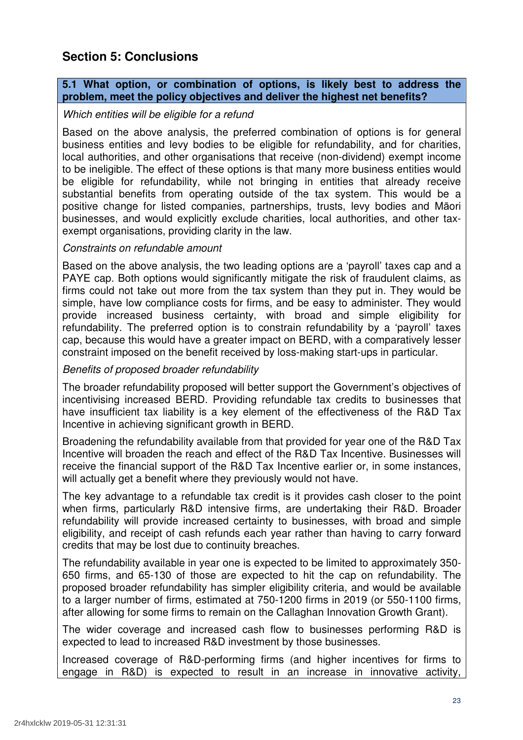## Section 5: Conclusions

**5.1 What option, or combination of options, is likely best to address the problem, meet the policy objectives and deliver the highest net benefits?**

*Which entities will be eligible for a refund*

Based on the above analysis, the preferred combination of options is for general business entities and levy bodies to be eligible for refundability, and for charities, local authorities, and other organisations that receive (non-dividend) exempt income to be ineligible. The effect of these options is that many more business entities would be eligible for refundability, while not bringing in entities that already receive substantial benefits from operating outside of the tax system. This would be a positive change for listed companies, partnerships, trusts, levy bodies and Māori businesses, and would explicitly exclude charities, local authorities, and other tax-exempt organisations, providing clarity in the law.

*Constraints on refundable amount*

Based on the above analysis, the two leading options are a 'payroll' taxes cap and a PAYE cap. Both options would significantly mitigate the risk of fraudulent claims, as firms could not take out more from the tax system than they put in. They would be simple, have low compliance costs for firms, and be easy to administer. They would provide increased business certainty, with broad and simple eligibility for refundability. The preferred option is to constrain refundability by a 'payroll' taxes cap, because this would have a greater impact on BERD, with a comparatively lesser constraint imposed on the benefit received by loss-making start-ups in particular.

*Benefits of proposed broader refundability*

The broader refundability proposed will better support the Government's objectives of incentivising increased BERD. Providing refundable tax credits to businesses that have insufficient tax liability is a key element of the effectiveness of the R&D Tax Incentive in achieving significant growth in BERD.

Broadening the refundability available from that provided for year one of the R&D Tax Incentive will broaden the reach and effect of the R&D Tax Incentive. Businesses will receive the financial support of the R&D Tax Incentive earlier or, in some instances, will actually get a benefit where they previously would not have.

The key advantage to a refundable tax credit is it provides cash closer to the point when firms, particularly R&D intensive firms, are undertaking their R&D. Broader refundability will provide increased certainty to businesses, with broad and simple eligibility, and receipt of cash refunds each year rather than having to carry forward credits that may be lost due to continuity breaches.

The refundability available in year one is expected to be limited to approximately 350-650 firms, and 65-130 of those are expected to hit the cap on refundability. The proposed broader refundability has simpler eligibility criteria, and would be available to a larger number of firms, estimated at 750-1200 firms in 2019 (or 550-1100 firms, after allowing for some firms to remain on the Callaghan Innovation Growth Grant).

The wider coverage and increased cash flow to businesses performing R&D is expected to lead to increased R&D investment by those businesses.

Increased coverage of R&D-performing firms (and higher incentives for firms to engage in R&D) is expected to result in an increase in innovative activity,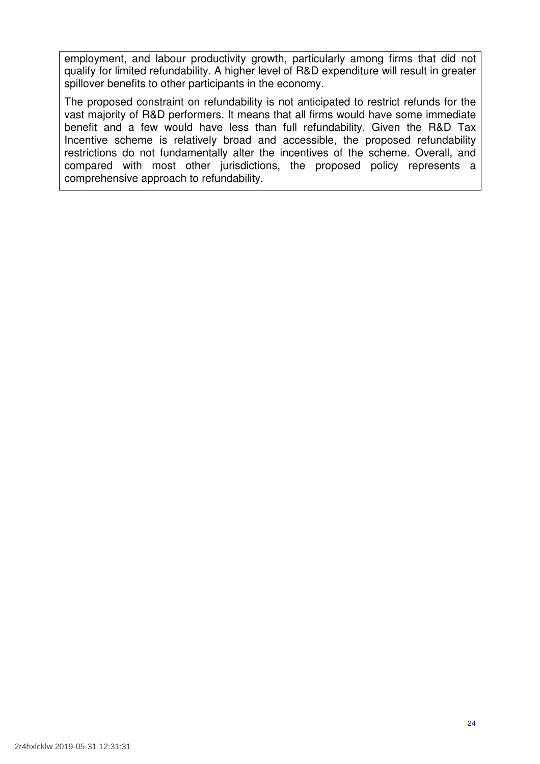employment, and labour productivity growth, particularly among firms that did not qualify for limited refundability. A higher level of R&D expenditure will result in greater spillover benefits to other participants in the economy.

The proposed constraint on refundability is not anticipated to restrict refunds for the vast majority of R&D performers. It means that all firms would have some immediate benefit and a few would have less than full refundability. Given the R&D Tax Incentive scheme is relatively broad and accessible, the proposed refundability restrictions do not fundamentally alter the incentives of the scheme. Overall, and compared with most other jurisdictions, the proposed policy represents a comprehensive approach to refundability.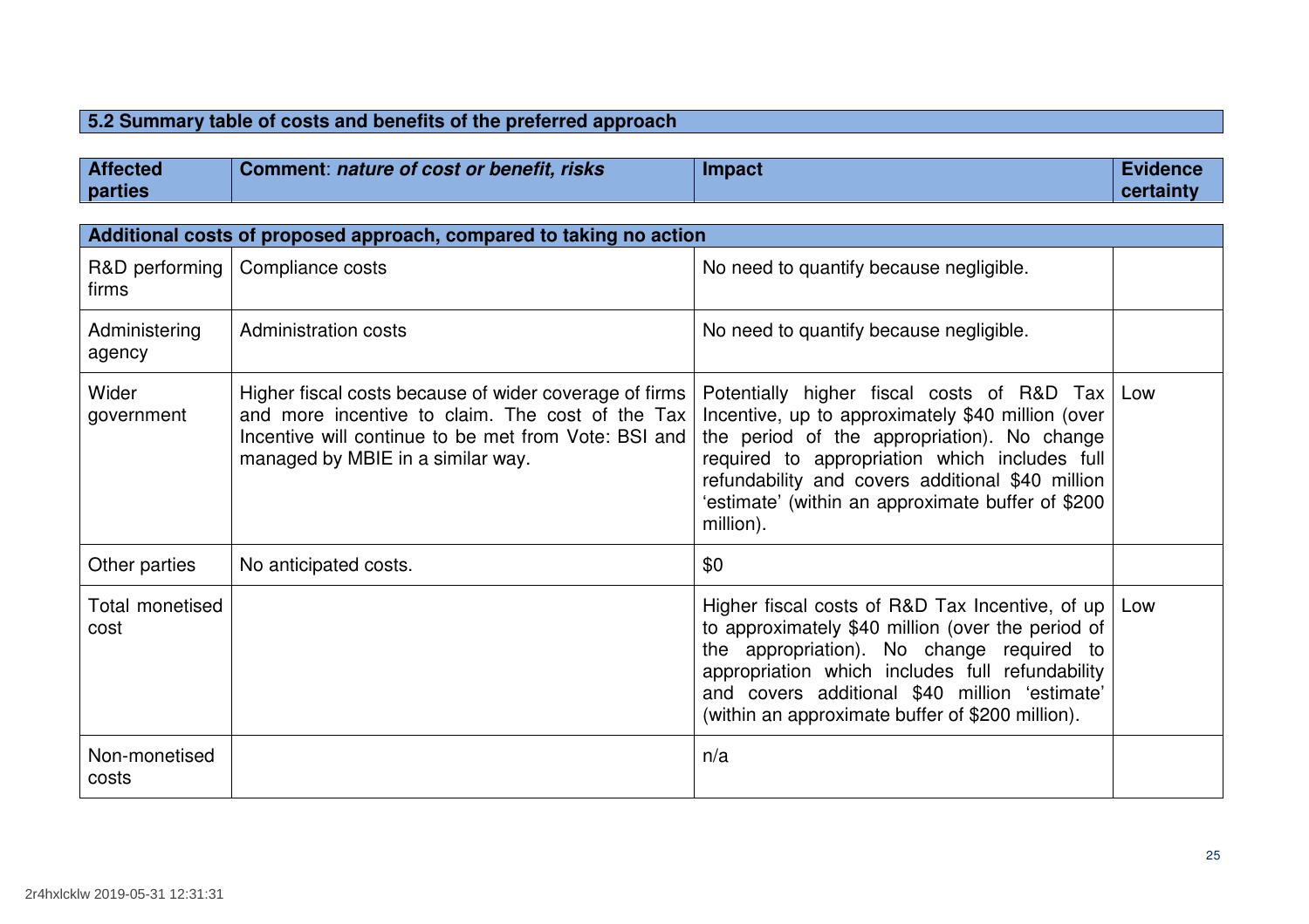### 5.2 Summary table of costs and benefits of the preferred approach

| Affected parties | Comment: *nature of cost or benefit, risks* | Impact | Evidence certainty |
|---|---|---|---|
| **Additional costs of proposed approach, compared to taking no action** | | | |
| R&D performing firms | Compliance costs | No need to quantify because negligible. | |
| Administering agency | Administration costs | No need to quantify because negligible. | |
| Wider government | Higher fiscal costs because of wider coverage of firms and more incentive to claim. The cost of the Tax Incentive will continue to be met from Vote: BSI and managed by MBIE in a similar way. | Potentially higher fiscal costs of R&D Tax Incentive, up to approximately $40 million (over the period of the appropriation). No change required to appropriation which includes full refundability and covers additional $40 million 'estimate' (within an approximate buffer of $200 million). | Low |
| Other parties | No anticipated costs. | $0 | |
| Total monetised cost | | Higher fiscal costs of R&D Tax Incentive, of up to approximately $40 million (over the period of the appropriation). No change required to appropriation which includes full refundability and covers additional $40 million 'estimate' (within an approximate buffer of $200 million). | Low |
| Non-monetised costs | | n/a | |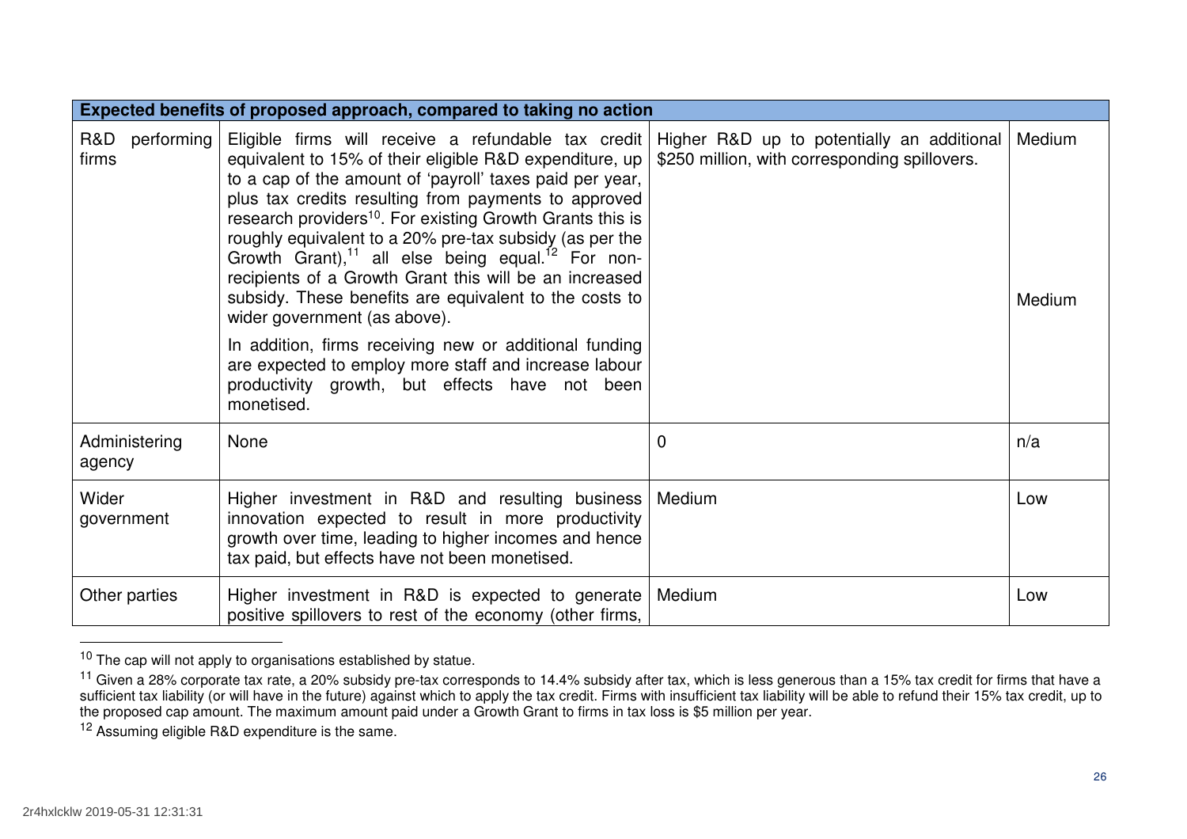| Expected benefits of proposed approach, compared to taking no action | | | |
|---|---|---|---|
| R&D performing firms | Eligible firms will receive a refundable tax credit equivalent to 15% of their eligible R&D expenditure, up to a cap of the amount of 'payroll' taxes paid per year, plus tax credits resulting from payments to approved research providers[10]. For existing Growth Grants this is roughly equivalent to a 20% pre-tax subsidy (as per the Growth Grant),[11] all else being equal.[12] For non-recipients of a Growth Grant this will be an increased subsidy. These benefits are equivalent to the costs to wider government (as above). In addition, firms receiving new or additional funding are expected to employ more staff and increase labour productivity growth, but effects have not been monetised. | Higher R&D up to potentially an additional $250 million, with corresponding spillovers. | Medium<br><br>Medium |
| Administering agency | None | 0 | n/a |
| Wider government | Higher investment in R&D and resulting business innovation expected to result in more productivity growth over time, leading to higher incomes and hence tax paid, but effects have not been monetised. | Medium | Low |
| Other parties | Higher investment in R&D is expected to generate positive spillovers to rest of the economy (other firms, | Medium | Low |

[10] The cap will not apply to organisations established by statue.

[11] Given a 28% corporate tax rate, a 20% subsidy pre-tax corresponds to 14.4% subsidy after tax, which is less generous than a 15% tax credit for firms that have a sufficient tax liability (or will have in the future) against which to apply the tax credit. Firms with insufficient tax liability will be able to refund their 15% tax credit, up to the proposed cap amount. The maximum amount paid under a Growth Grant to firms in tax loss is $5 million per year.

[12] Assuming eligible R&D expenditure is the same.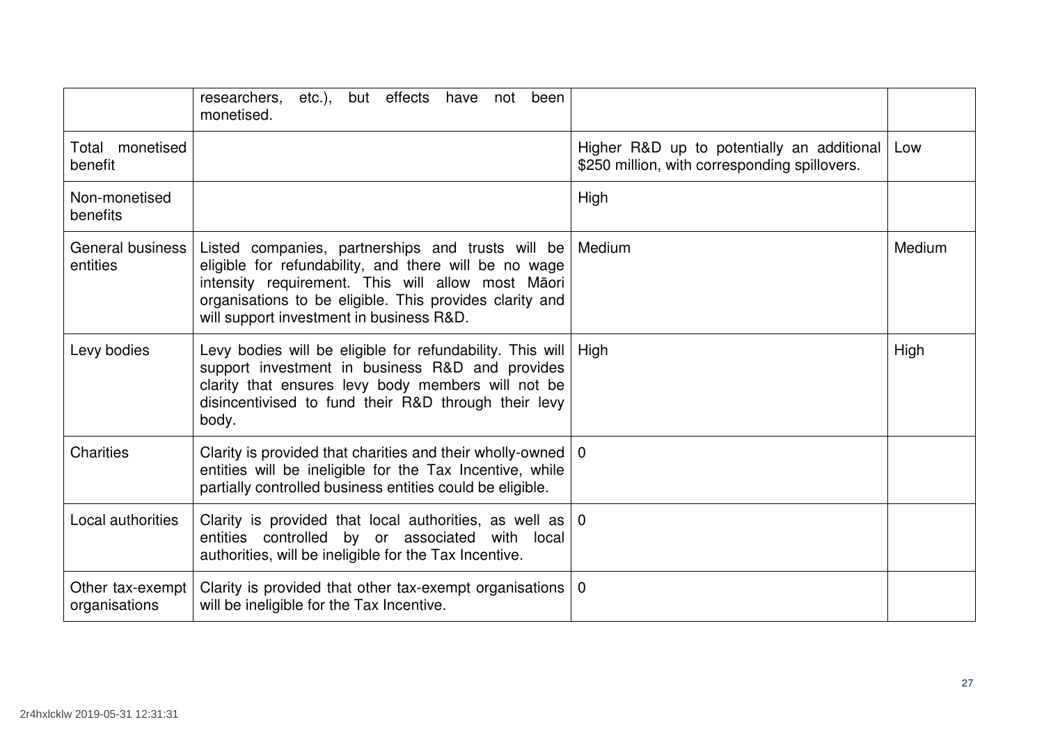| | | | |
|---|---|---|---|
| | researchers, etc.), but effects have not been monetised. | | |
| Total monetised benefit | | Higher R&D up to potentially an additional $250 million, with corresponding spillovers. | Low |
| Non-monetised benefits | | High | |
| General business entities | Listed companies, partnerships and trusts will be eligible for refundability, and there will be no wage intensity requirement. This will allow most Māori organisations to be eligible. This provides clarity and will support investment in business R&D. | Medium | Medium |
| Levy bodies | Levy bodies will be eligible for refundability. This will support investment in business R&D and provides clarity that ensures levy body members will not be disincentivised to fund their R&D through their levy body. | High | High |
| Charities | Clarity is provided that charities and their wholly-owned entities will be ineligible for the Tax Incentive, while partially controlled business entities could be eligible. | 0 | |
| Local authorities | Clarity is provided that local authorities, as well as entities controlled by or associated with local authorities, will be ineligible for the Tax Incentive. | 0 | |
| Other tax-exempt organisations | Clarity is provided that other tax-exempt organisations will be ineligible for the Tax Incentive. | 0 | |

2r4hxlcklw 2019-05-31 12:31:31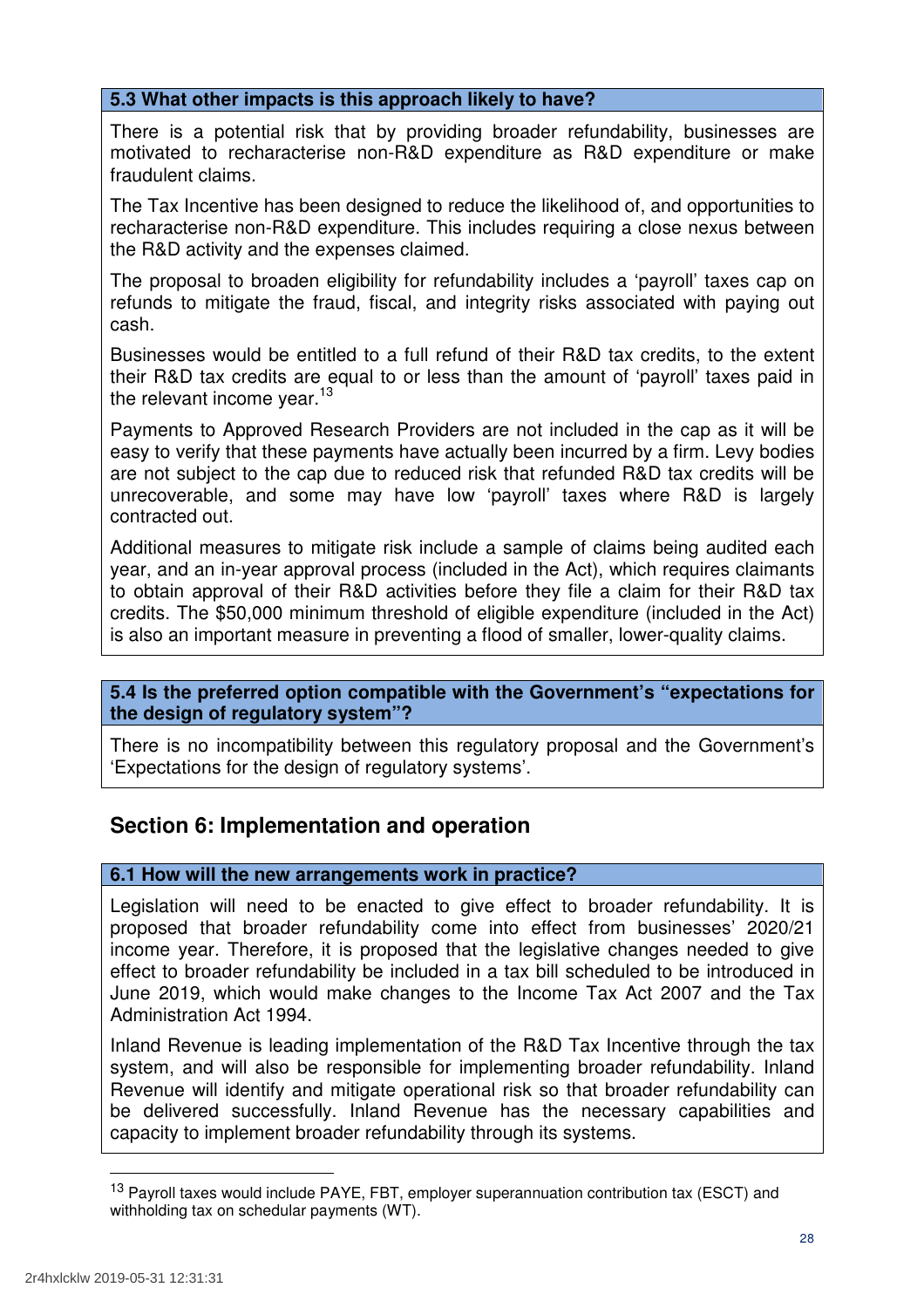### 5.3 What other impacts is this approach likely to have?

There is a potential risk that by providing broader refundability, businesses are motivated to recharacterise non-R&D expenditure as R&D expenditure or make fraudulent claims.

The Tax Incentive has been designed to reduce the likelihood of, and opportunities to recharacterise non-R&D expenditure. This includes requiring a close nexus between the R&D activity and the expenses claimed.

The proposal to broaden eligibility for refundability includes a 'payroll' taxes cap on refunds to mitigate the fraud, fiscal, and integrity risks associated with paying out cash.

Businesses would be entitled to a full refund of their R&D tax credits, to the extent their R&D tax credits are equal to or less than the amount of 'payroll' taxes paid in the relevant income year.[13]

Payments to Approved Research Providers are not included in the cap as it will be easy to verify that these payments have actually been incurred by a firm. Levy bodies are not subject to the cap due to reduced risk that refunded R&D tax credits will be unrecoverable, and some may have low 'payroll' taxes where R&D is largely contracted out.

Additional measures to mitigate risk include a sample of claims being audited each year, and an in-year approval process (included in the Act), which requires claimants to obtain approval of their R&D activities before they file a claim for their R&D tax credits. The $50,000 minimum threshold of eligible expenditure (included in the Act) is also an important measure in preventing a flood of smaller, lower-quality claims.

### 5.4 Is the preferred option compatible with the Government's "expectations for the design of regulatory system"?

There is no incompatibility between this regulatory proposal and the Government's 'Expectations for the design of regulatory systems'.

## Section 6: Implementation and operation

### 6.1 How will the new arrangements work in practice?

Legislation will need to be enacted to give effect to broader refundability. It is proposed that broader refundability come into effect from businesses' 2020/21 income year. Therefore, it is proposed that the legislative changes needed to give effect to broader refundability be included in a tax bill scheduled to be introduced in June 2019, which would make changes to the Income Tax Act 2007 and the Tax Administration Act 1994.

Inland Revenue is leading implementation of the R&D Tax Incentive through the tax system, and will also be responsible for implementing broader refundability. Inland Revenue will identify and mitigate operational risk so that broader refundability can be delivered successfully. Inland Revenue has the necessary capabilities and capacity to implement broader refundability through its systems.

---

[13] Payroll taxes would include PAYE, FBT, employer superannuation contribution tax (ESCT) and withholding tax on schedular payments (WT).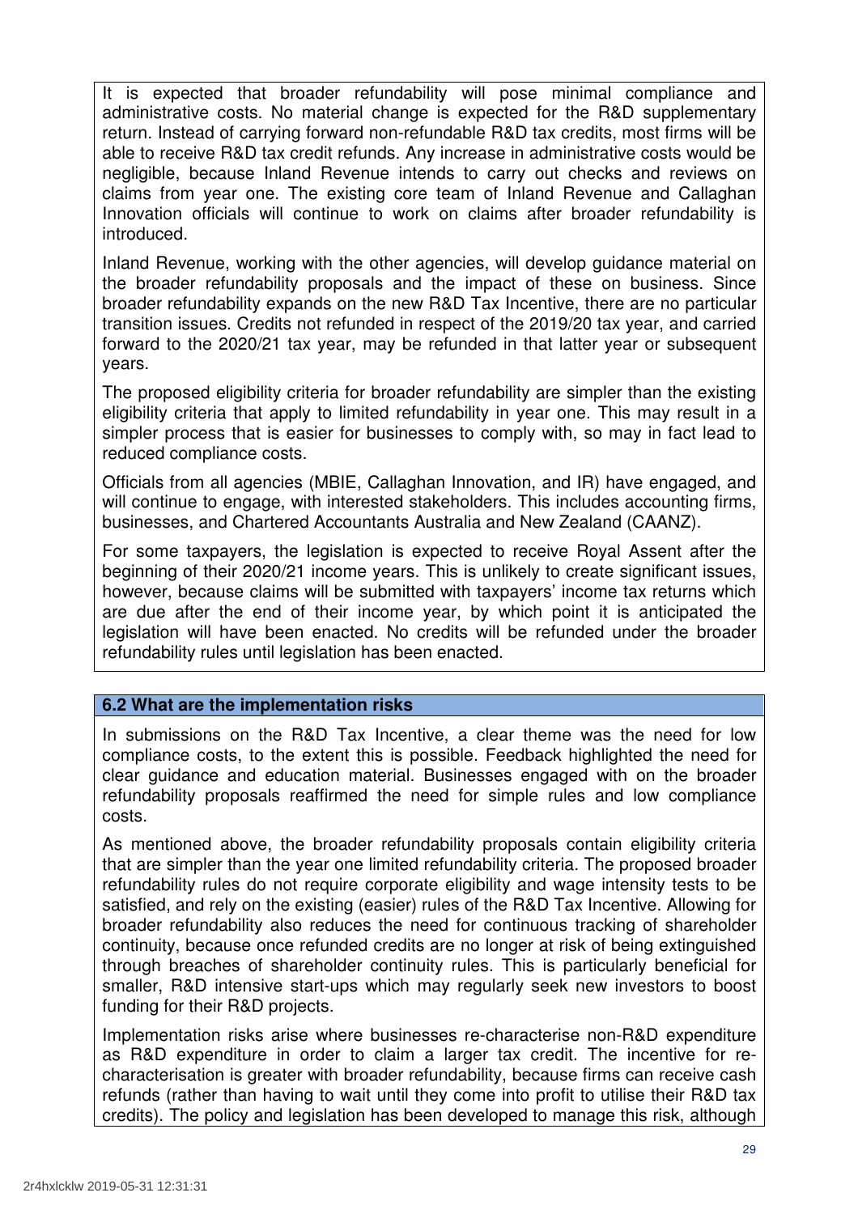It is expected that broader refundability will pose minimal compliance and administrative costs. No material change is expected for the R&D supplementary return. Instead of carrying forward non-refundable R&D tax credits, most firms will be able to receive R&D tax credit refunds. Any increase in administrative costs would be negligible, because Inland Revenue intends to carry out checks and reviews on claims from year one. The existing core team of Inland Revenue and Callaghan Innovation officials will continue to work on claims after broader refundability is introduced.

Inland Revenue, working with the other agencies, will develop guidance material on the broader refundability proposals and the impact of these on business. Since broader refundability expands on the new R&D Tax Incentive, there are no particular transition issues. Credits not refunded in respect of the 2019/20 tax year, and carried forward to the 2020/21 tax year, may be refunded in that latter year or subsequent years.

The proposed eligibility criteria for broader refundability are simpler than the existing eligibility criteria that apply to limited refundability in year one. This may result in a simpler process that is easier for businesses to comply with, so may in fact lead to reduced compliance costs.

Officials from all agencies (MBIE, Callaghan Innovation, and IR) have engaged, and will continue to engage, with interested stakeholders. This includes accounting firms, businesses, and Chartered Accountants Australia and New Zealand (CAANZ).

For some taxpayers, the legislation is expected to receive Royal Assent after the beginning of their 2020/21 income years. This is unlikely to create significant issues, however, because claims will be submitted with taxpayers' income tax returns which are due after the end of their income year, by which point it is anticipated the legislation will have been enacted. No credits will be refunded under the broader refundability rules until legislation has been enacted.

### 6.2 What are the implementation risks

In submissions on the R&D Tax Incentive, a clear theme was the need for low compliance costs, to the extent this is possible. Feedback highlighted the need for clear guidance and education material. Businesses engaged with on the broader refundability proposals reaffirmed the need for simple rules and low compliance costs.

As mentioned above, the broader refundability proposals contain eligibility criteria that are simpler than the year one limited refundability criteria. The proposed broader refundability rules do not require corporate eligibility and wage intensity tests to be satisfied, and rely on the existing (easier) rules of the R&D Tax Incentive. Allowing for broader refundability also reduces the need for continuous tracking of shareholder continuity, because once refunded credits are no longer at risk of being extinguished through breaches of shareholder continuity rules. This is particularly beneficial for smaller, R&D intensive start-ups which may regularly seek new investors to boost funding for their R&D projects.

Implementation risks arise where businesses re-characterise non-R&D expenditure as R&D expenditure in order to claim a larger tax credit. The incentive for re-characterisation is greater with broader refundability, because firms can receive cash refunds (rather than having to wait until they come into profit to utilise their R&D tax credits). The policy and legislation has been developed to manage this risk, although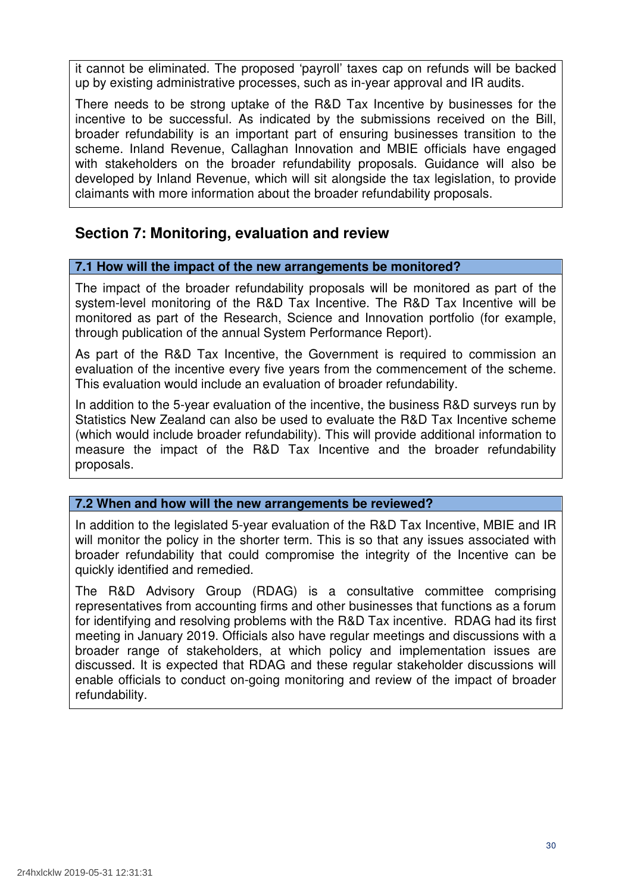it cannot be eliminated. The proposed 'payroll' taxes cap on refunds will be backed up by existing administrative processes, such as in-year approval and IR audits.

There needs to be strong uptake of the R&D Tax Incentive by businesses for the incentive to be successful. As indicated by the submissions received on the Bill, broader refundability is an important part of ensuring businesses transition to the scheme. Inland Revenue, Callaghan Innovation and MBIE officials have engaged with stakeholders on the broader refundability proposals. Guidance will also be developed by Inland Revenue, which will sit alongside the tax legislation, to provide claimants with more information about the broader refundability proposals.

## Section 7: Monitoring, evaluation and review

### 7.1 How will the impact of the new arrangements be monitored?

The impact of the broader refundability proposals will be monitored as part of the system-level monitoring of the R&D Tax Incentive. The R&D Tax Incentive will be monitored as part of the Research, Science and Innovation portfolio (for example, through publication of the annual System Performance Report).

As part of the R&D Tax Incentive, the Government is required to commission an evaluation of the incentive every five years from the commencement of the scheme. This evaluation would include an evaluation of broader refundability.

In addition to the 5-year evaluation of the incentive, the business R&D surveys run by Statistics New Zealand can also be used to evaluate the R&D Tax Incentive scheme (which would include broader refundability). This will provide additional information to measure the impact of the R&D Tax Incentive and the broader refundability proposals.

### 7.2 When and how will the new arrangements be reviewed?

In addition to the legislated 5-year evaluation of the R&D Tax Incentive, MBIE and IR will monitor the policy in the shorter term. This is so that any issues associated with broader refundability that could compromise the integrity of the Incentive can be quickly identified and remedied.

The R&D Advisory Group (RDAG) is a consultative committee comprising representatives from accounting firms and other businesses that functions as a forum for identifying and resolving problems with the R&D Tax incentive. RDAG had its first meeting in January 2019. Officials also have regular meetings and discussions with a broader range of stakeholders, at which policy and implementation issues are discussed. It is expected that RDAG and these regular stakeholder discussions will enable officials to conduct on-going monitoring and review of the impact of broader refundability.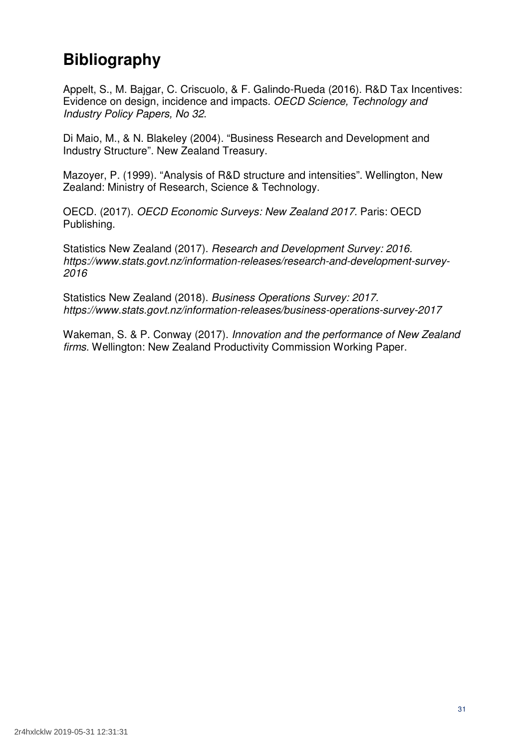# Bibliography

Appelt, S., M. Bajgar, C. Criscuolo, & F. Galindo-Rueda (2016). R&D Tax Incentives: Evidence on design, incidence and impacts. *OECD Science, Technology and Industry Policy Papers, No 32*.

Di Maio, M., & N. Blakeley (2004). "Business Research and Development and Industry Structure". New Zealand Treasury.

Mazoyer, P. (1999). "Analysis of R&D structure and intensities". Wellington, New Zealand: Ministry of Research, Science & Technology.

OECD. (2017). *OECD Economic Surveys: New Zealand 2017*. Paris: OECD Publishing.

Statistics New Zealand (2017). *Research and Development Survey: 2016. https://www.stats.govt.nz/information-releases/research-and-development-survey-2016*

Statistics New Zealand (2018). *Business Operations Survey: 2017. https://www.stats.govt.nz/information-releases/business-operations-survey-2017*

Wakeman, S. & P. Conway (2017). *Innovation and the performance of New Zealand firms.* Wellington: New Zealand Productivity Commission Working Paper.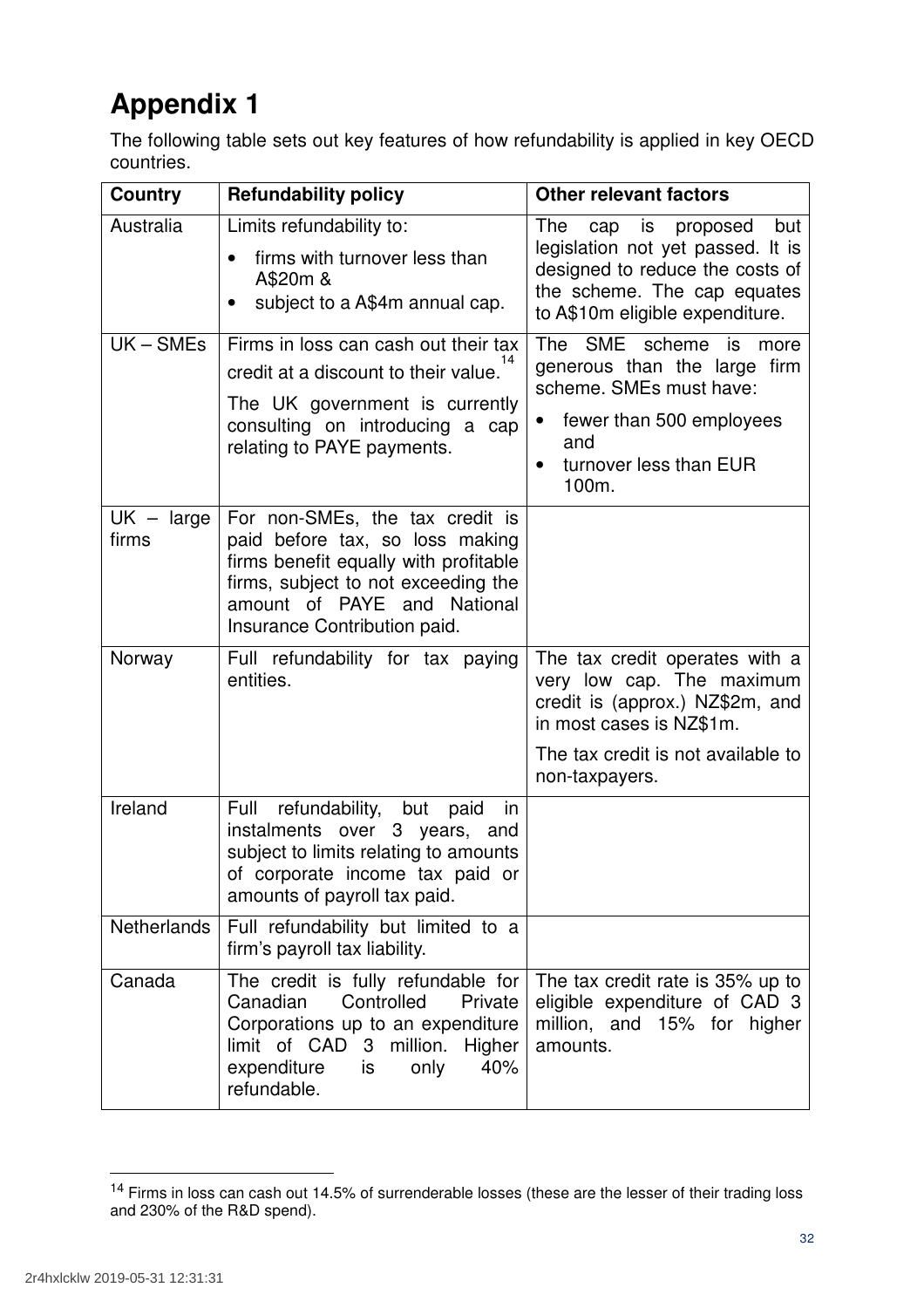# Appendix 1

The following table sets out key features of how refundability is applied in key OECD countries.

| Country | Refundability policy | Other relevant factors |
|---|---|---|
| Australia | Limits refundability to:<br>• firms with turnover less than A$20m &<br>• subject to a A$4m annual cap. | The cap is proposed but legislation not yet passed. It is designed to reduce the costs of the scheme. The cap equates to A$10m eligible expenditure. |
| UK – SMEs | Firms in loss can cash out their tax credit at a discount to their value.[14]<br>The UK government is currently consulting on introducing a cap relating to PAYE payments. | The SME scheme is more generous than the large firm scheme. SMEs must have:<br>• fewer than 500 employees and<br>• turnover less than EUR 100m. |
| UK – large firms | For non-SMEs, the tax credit is paid before tax, so loss making firms benefit equally with profitable firms, subject to not exceeding the amount of PAYE and National Insurance Contribution paid. | |
| Norway | Full refundability for tax paying entities. | The tax credit operates with a very low cap. The maximum credit is (approx.) NZ$2m, and in most cases is NZ$1m.<br>The tax credit is not available to non-taxpayers. |
| Ireland | Full refundability, but paid in instalments over 3 years, and subject to limits relating to amounts of corporate income tax paid or amounts of payroll tax paid. | |
| Netherlands | Full refundability but limited to a firm's payroll tax liability. | |
| Canada | The credit is fully refundable for Canadian Controlled Private Corporations up to an expenditure limit of CAD 3 million. Higher expenditure is only 40% refundable. | The tax credit rate is 35% up to eligible expenditure of CAD 3 million, and 15% for higher amounts. |

[14] Firms in loss can cash out 14.5% of surrenderable losses (these are the lesser of their trading loss and 230% of the R&D spend).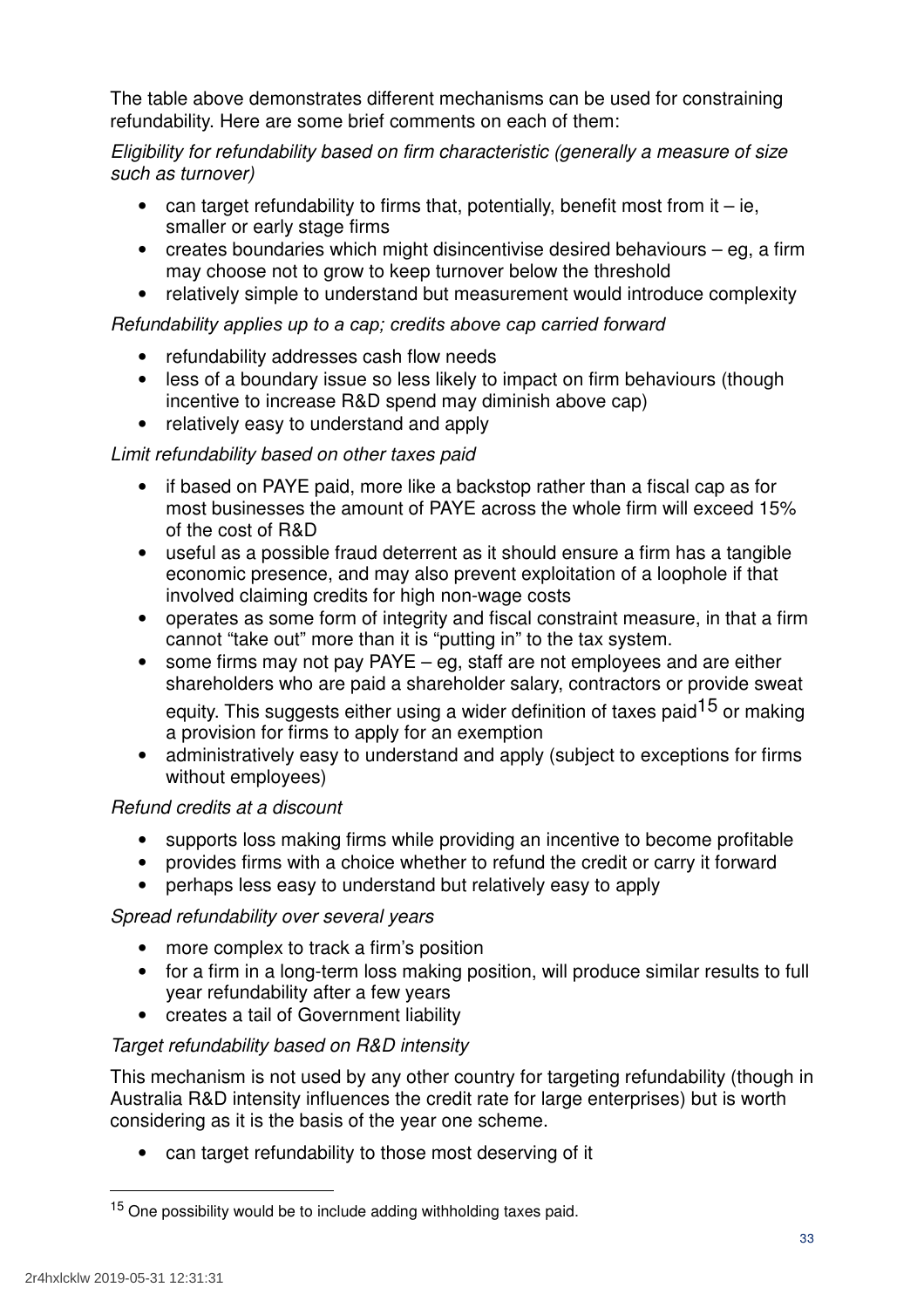The table above demonstrates different mechanisms can be used for constraining refundability. Here are some brief comments on each of them:

*Eligibility for refundability based on firm characteristic (generally a measure of size such as turnover)*

- can target refundability to firms that, potentially, benefit most from it – ie, smaller or early stage firms
- creates boundaries which might disincentivise desired behaviours – eg, a firm may choose not to grow to keep turnover below the threshold
- relatively simple to understand but measurement would introduce complexity

*Refundability applies up to a cap; credits above cap carried forward*

- refundability addresses cash flow needs
- less of a boundary issue so less likely to impact on firm behaviours (though incentive to increase R&D spend may diminish above cap)
- relatively easy to understand and apply

*Limit refundability based on other taxes paid*

- if based on PAYE paid, more like a backstop rather than a fiscal cap as for most businesses the amount of PAYE across the whole firm will exceed 15% of the cost of R&D
- useful as a possible fraud deterrent as it should ensure a firm has a tangible economic presence, and may also prevent exploitation of a loophole if that involved claiming credits for high non-wage costs
- operates as some form of integrity and fiscal constraint measure, in that a firm cannot "take out" more than it is "putting in" to the tax system.
- some firms may not pay PAYE – eg, staff are not employees and are either shareholders who are paid a shareholder salary, contractors or provide sweat equity. This suggests either using a wider definition of taxes paid[15] or making a provision for firms to apply for an exemption
- administratively easy to understand and apply (subject to exceptions for firms without employees)

*Refund credits at a discount*

- supports loss making firms while providing an incentive to become profitable
- provides firms with a choice whether to refund the credit or carry it forward
- perhaps less easy to understand but relatively easy to apply

*Spread refundability over several years*

- more complex to track a firm's position
- for a firm in a long-term loss making position, will produce similar results to full year refundability after a few years
- creates a tail of Government liability

*Target refundability based on R&D intensity*

This mechanism is not used by any other country for targeting refundability (though in Australia R&D intensity influences the credit rate for large enterprises) but is worth considering as it is the basis of the year one scheme.

- can target refundability to those most deserving of it

[15] One possibility would be to include adding withholding taxes paid.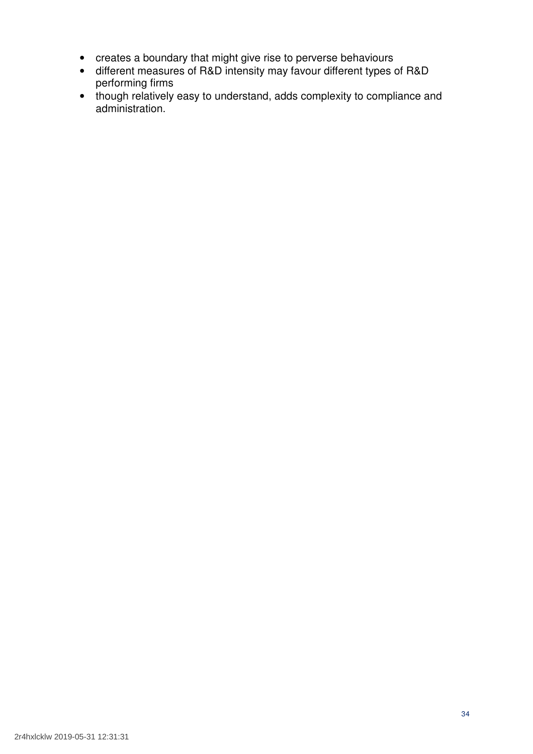- creates a boundary that might give rise to perverse behaviours
- different measures of R&D intensity may favour different types of R&D performing firms
- though relatively easy to understand, adds complexity to compliance and administration.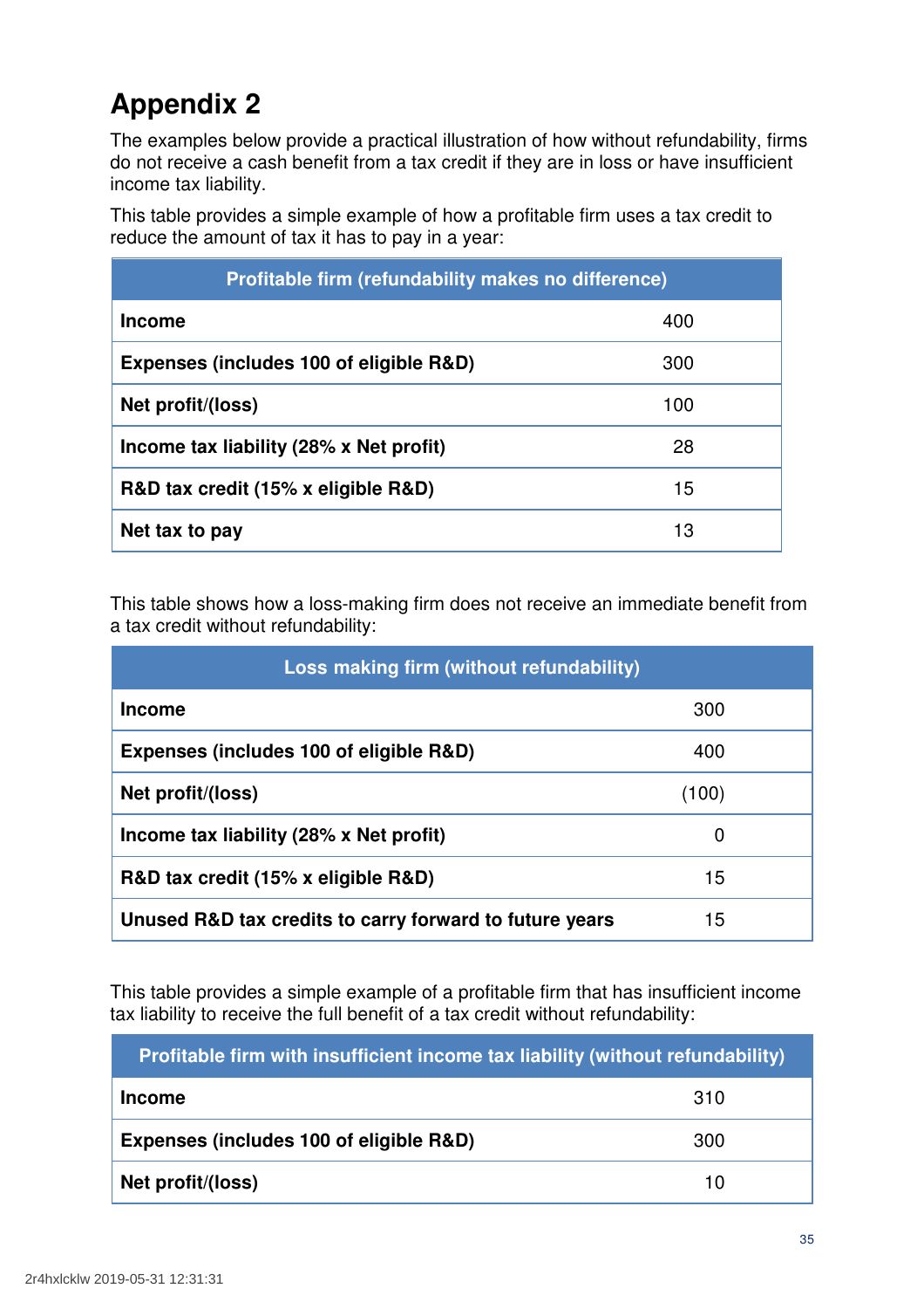# Appendix 2

The examples below provide a practical illustration of how without refundability, firms do not receive a cash benefit from a tax credit if they are in loss or have insufficient income tax liability.

This table provides a simple example of how a profitable firm uses a tax credit to reduce the amount of tax it has to pay in a year:

| Profitable firm (refundability makes no difference) | |
|---|---|
| **Income** | 400 |
| **Expenses (includes 100 of eligible R&D)** | 300 |
| **Net profit/(loss)** | 100 |
| **Income tax liability (28% x Net profit)** | 28 |
| **R&D tax credit (15% x eligible R&D)** | 15 |
| **Net tax to pay** | 13 |

This table shows how a loss-making firm does not receive an immediate benefit from a tax credit without refundability:

| Loss making firm (without refundability) | |
|---|---|
| **Income** | 300 |
| **Expenses (includes 100 of eligible R&D)** | 400 |
| **Net profit/(loss)** | (100) |
| **Income tax liability (28% x Net profit)** | 0 |
| **R&D tax credit (15% x eligible R&D)** | 15 |
| **Unused R&D tax credits to carry forward to future years** | 15 |

This table provides a simple example of a profitable firm that has insufficient income tax liability to receive the full benefit of a tax credit without refundability:

| Profitable firm with insufficient income tax liability (without refundability) | |
|---|---|
| **Income** | 310 |
| **Expenses (includes 100 of eligible R&D)** | 300 |
| **Net profit/(loss)** | 10 |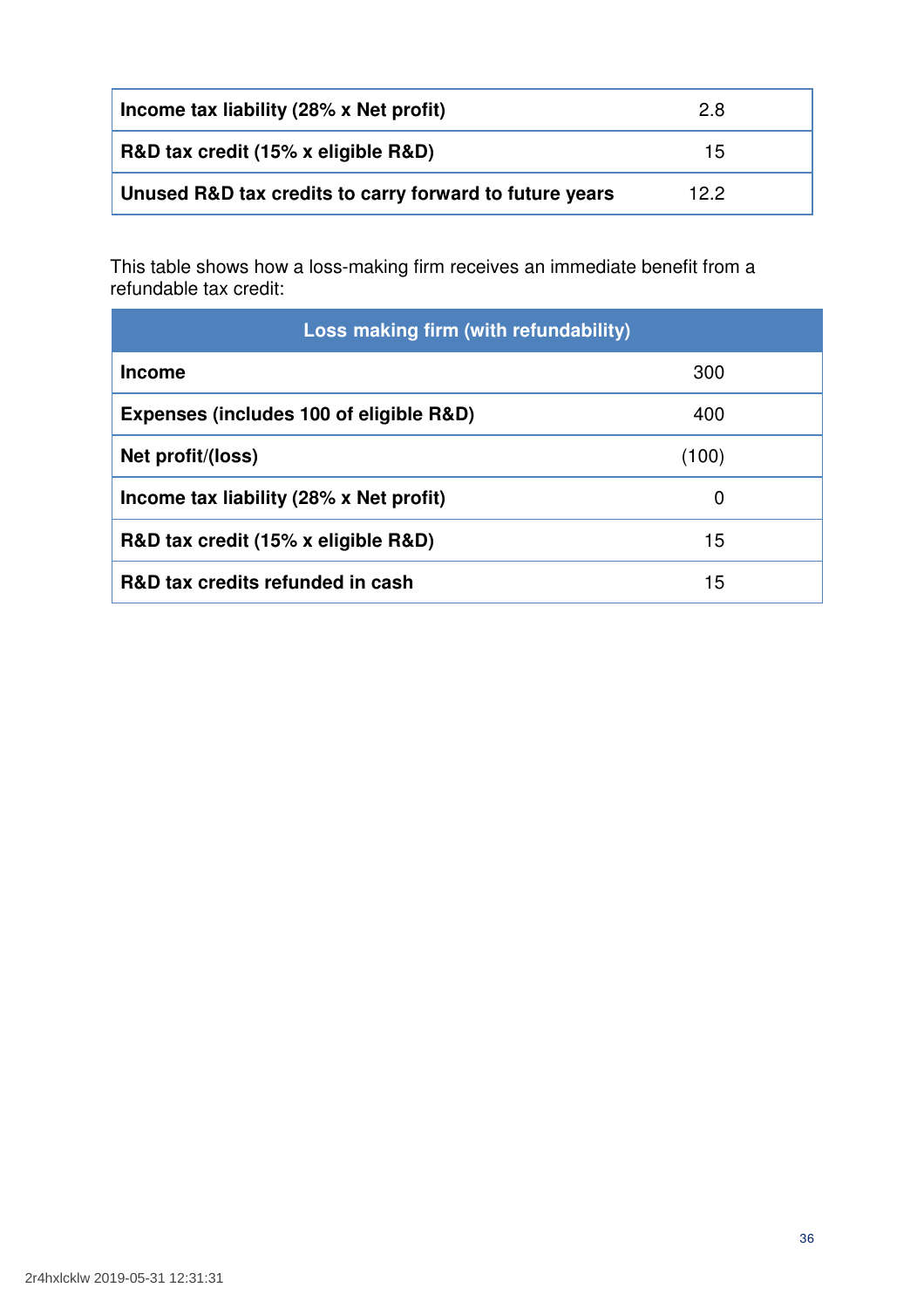| | |
|---|---|
| **Income tax liability (28% x Net profit)** | 2.8 |
| **R&D tax credit (15% x eligible R&D)** | 15 |
| **Unused R&D tax credits to carry forward to future years** | 12.2 |

This table shows how a loss-making firm receives an immediate benefit from a refundable tax credit:

| Loss making firm (with refundability) | |
|---|---|
| **Income** | 300 |
| **Expenses (includes 100 of eligible R&D)** | 400 |
| **Net profit/(loss)** | (100) |
| **Income tax liability (28% x Net profit)** | 0 |
| **R&D tax credit (15% x eligible R&D)** | 15 |
| **R&D tax credits refunded in cash** | 15 |